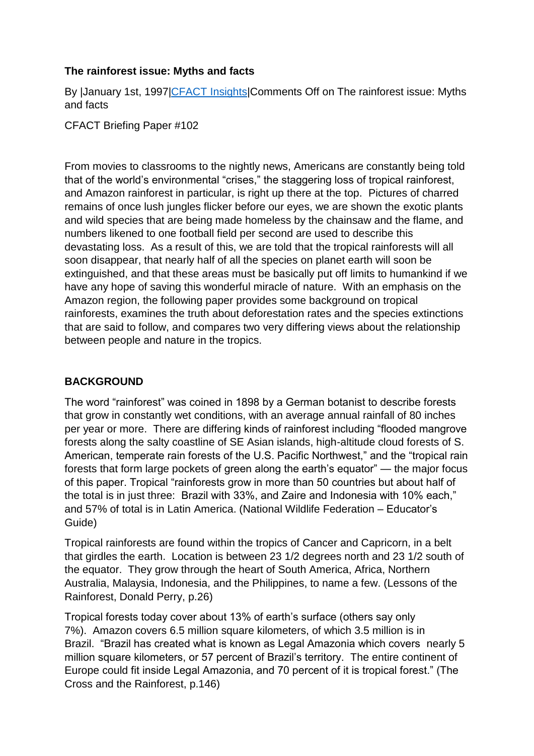**The rainforest issue: Myths and facts**

By |January 1st, 1997|[CFACT Insights]|Comments Off on The rainforest issue: Myths and facts

CFACT Briefing Paper #102

From movies to classrooms to the nightly news, Americans are constantly being told that of the world's environmental "crises," the staggering loss of tropical rainforest, and Amazon rainforest in particular, is right up there at the top. Pictures of charred remains of once lush jungles flicker before our eyes, we are shown the exotic plants and wild species that are being made homeless by the chainsaw and the flame, and numbers likened to one football field per second are used to describe this devastating loss. As a result of this, we are told that the tropical rainforests will all soon disappear, that nearly half of all the species on planet earth will soon be extinguished, and that these areas must be basically put off limits to humankind if we have any hope of saving this wonderful miracle of nature. With an emphasis on the Amazon region, the following paper provides some background on tropical rainforests, examines the truth about deforestation rates and the species extinctions that are said to follow, and compares two very differing views about the relationship between people and nature in the tropics.

**BACKGROUND**

The word "rainforest" was coined in 1898 by a German botanist to describe forests that grow in constantly wet conditions, with an average annual rainfall of 80 inches per year or more. There are differing kinds of rainforest including "flooded mangrove forests along the salty coastline of SE Asian islands, high-altitude cloud forests of S. American, temperate rain forests of the U.S. Pacific Northwest," and the "tropical rain forests that form large pockets of green along the earth's equator" — the major focus of this paper. Tropical "rainforests grow in more than 50 countries but about half of the total is in just three: Brazil with 33%, and Zaire and Indonesia with 10% each," and 57% of total is in Latin America. (National Wildlife Federation – Educator's Guide)

Tropical rainforests are found within the tropics of Cancer and Capricorn, in a belt that girdles the earth. Location is between 23 1/2 degrees north and 23 1/2 south of the equator. They grow through the heart of South America, Africa, Northern Australia, Malaysia, Indonesia, and the Philippines, to name a few. (Lessons of the Rainforest, Donald Perry, p.26)

Tropical forests today cover about 13% of earth's surface (others say only 7%). Amazon covers 6.5 million square kilometers, of which 3.5 million is in Brazil. "Brazil has created what is known as Legal Amazonia which covers nearly 5 million square kilometers, or 57 percent of Brazil's territory. The entire continent of Europe could fit inside Legal Amazonia, and 70 percent of it is tropical forest." (The Cross and the Rainforest, p.146)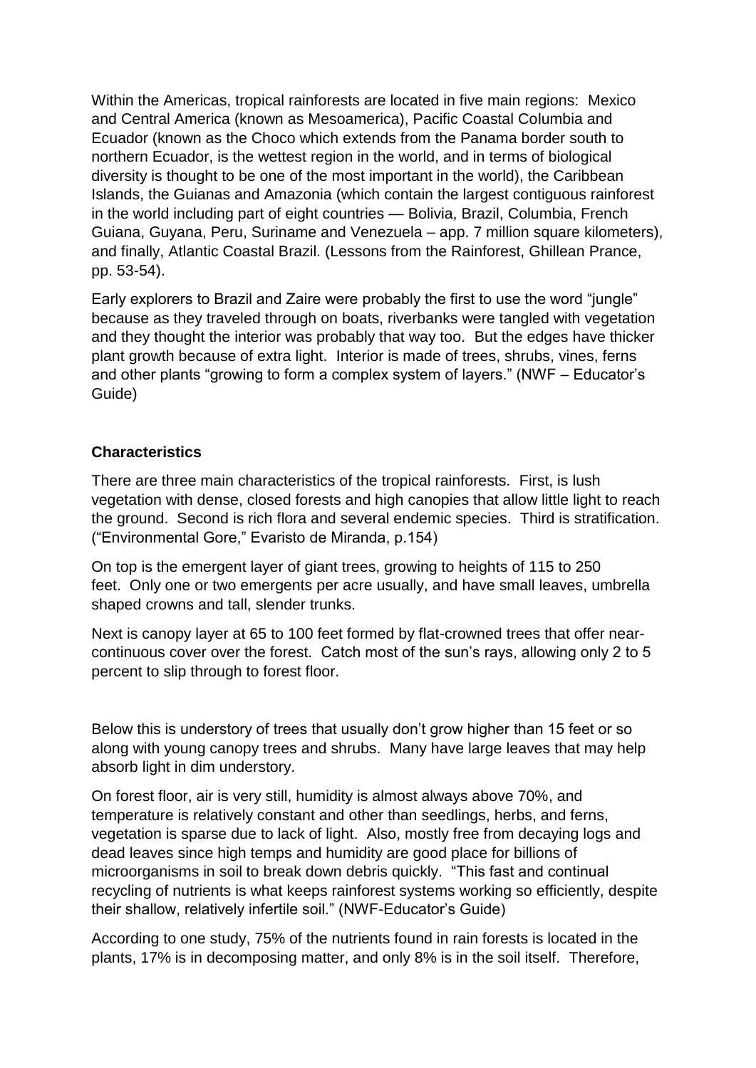Within the Americas, tropical rainforests are located in five main regions: Mexico and Central America (known as Mesoamerica), Pacific Coastal Columbia and Ecuador (known as the Choco which extends from the Panama border south to northern Ecuador, is the wettest region in the world, and in terms of biological diversity is thought to be one of the most important in the world), the Caribbean Islands, the Guianas and Amazonia (which contain the largest contiguous rainforest in the world including part of eight countries — Bolivia, Brazil, Columbia, French Guiana, Guyana, Peru, Suriname and Venezuela – app. 7 million square kilometers), and finally, Atlantic Coastal Brazil. (Lessons from the Rainforest, Ghillean Prance, pp. 53-54).

Early explorers to Brazil and Zaire were probably the first to use the word "jungle" because as they traveled through on boats, riverbanks were tangled with vegetation and they thought the interior was probably that way too. But the edges have thicker plant growth because of extra light. Interior is made of trees, shrubs, vines, ferns and other plants "growing to form a complex system of layers." (NWF – Educator's Guide)

**Characteristics**

There are three main characteristics of the tropical rainforests. First, is lush vegetation with dense, closed forests and high canopies that allow little light to reach the ground. Second is rich flora and several endemic species. Third is stratification. ("Environmental Gore," Evaristo de Miranda, p.154)

On top is the emergent layer of giant trees, growing to heights of 115 to 250 feet. Only one or two emergents per acre usually, and have small leaves, umbrella shaped crowns and tall, slender trunks.

Next is canopy layer at 65 to 100 feet formed by flat-crowned trees that offer near-continuous cover over the forest. Catch most of the sun's rays, allowing only 2 to 5 percent to slip through to forest floor.

Below this is understory of trees that usually don't grow higher than 15 feet or so along with young canopy trees and shrubs. Many have large leaves that may help absorb light in dim understory.

On forest floor, air is very still, humidity is almost always above 70%, and temperature is relatively constant and other than seedlings, herbs, and ferns, vegetation is sparse due to lack of light. Also, mostly free from decaying logs and dead leaves since high temps and humidity are good place for billions of microorganisms in soil to break down debris quickly. "This fast and continual recycling of nutrients is what keeps rainforest systems working so efficiently, despite their shallow, relatively infertile soil." (NWF-Educator's Guide)

According to one study, 75% of the nutrients found in rain forests is located in the plants, 17% is in decomposing matter, and only 8% is in the soil itself. Therefore,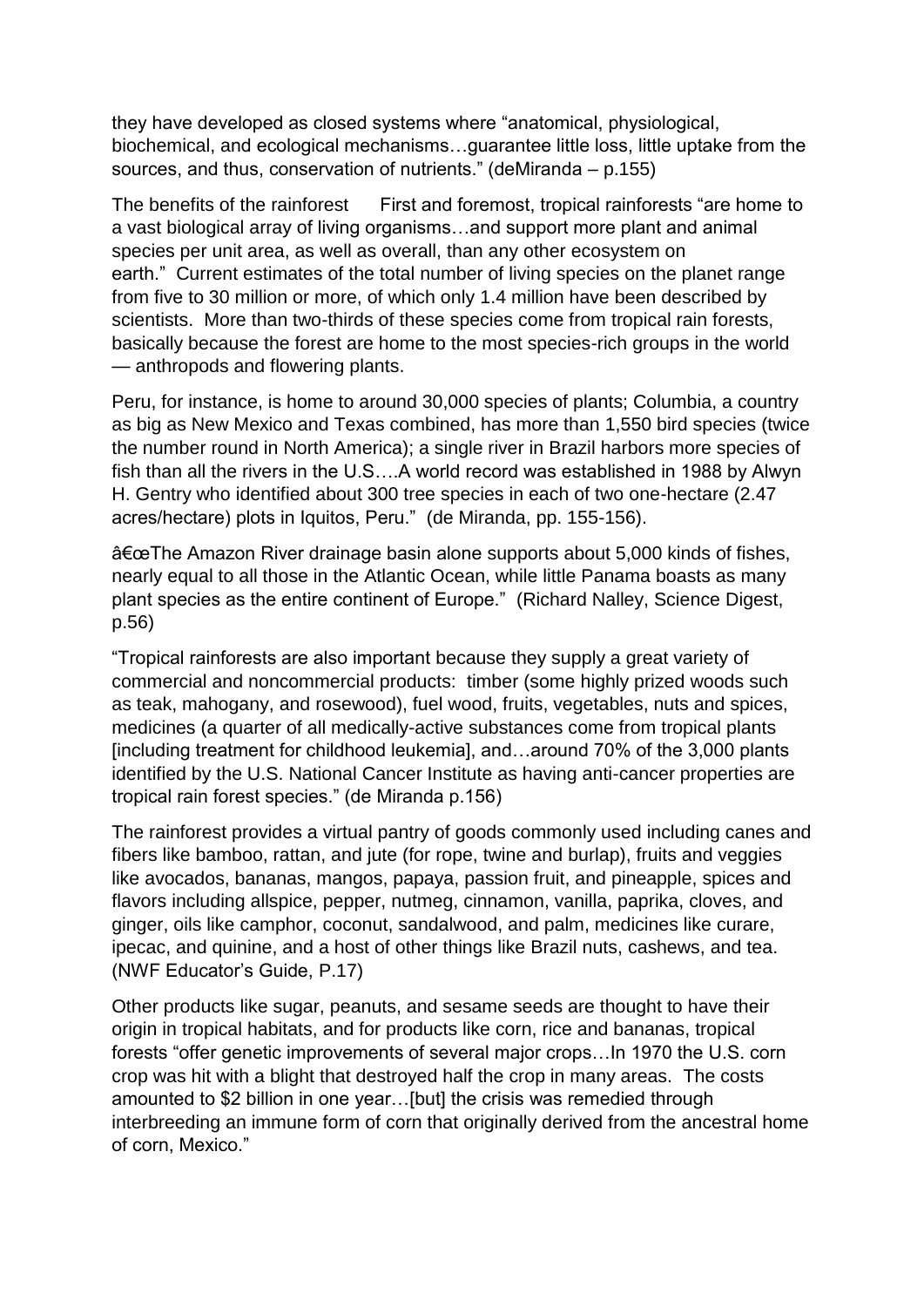they have developed as closed systems where "anatomical, physiological, biochemical, and ecological mechanisms…guarantee little loss, little uptake from the sources, and thus, conservation of nutrients." (deMiranda – p.155)

The benefits of the rainforest   First and foremost, tropical rainforests "are home to a vast biological array of living organisms…and support more plant and animal species per unit area, as well as overall, than any other ecosystem on earth."  Current estimates of the total number of living species on the planet range from five to 30 million or more, of which only 1.4 million have been described by scientists.  More than two-thirds of these species come from tropical rain forests, basically because the forest are home to the most species-rich groups in the world — anthropods and flowering plants.

Peru, for instance, is home to around 30,000 species of plants; Columbia, a country as big as New Mexico and Texas combined, has more than 1,550 bird species (twice the number round in North America); a single river in Brazil harbors more species of fish than all the rivers in the U.S….A world record was established in 1988 by Alwyn H. Gentry who identified about 300 tree species in each of two one-hectare (2.47 acres/hectare) plots in Iquitos, Peru."  (de Miranda, pp. 155-156).

â€œThe Amazon River drainage basin alone supports about 5,000 kinds of fishes, nearly equal to all those in the Atlantic Ocean, while little Panama boasts as many plant species as the entire continent of Europe."  (Richard Nalley, Science Digest, p.56)

"Tropical rainforests are also important because they supply a great variety of commercial and noncommercial products:  timber (some highly prized woods such as teak, mahogany, and rosewood), fuel wood, fruits, vegetables, nuts and spices, medicines (a quarter of all medically-active substances come from tropical plants [including treatment for childhood leukemia], and…around 70% of the 3,000 plants identified by the U.S. National Cancer Institute as having anti-cancer properties are tropical rain forest species." (de Miranda p.156)

The rainforest provides a virtual pantry of goods commonly used including canes and fibers like bamboo, rattan, and jute (for rope, twine and burlap), fruits and veggies like avocados, bananas, mangos, papaya, passion fruit, and pineapple, spices and flavors including allspice, pepper, nutmeg, cinnamon, vanilla, paprika, cloves, and ginger, oils like camphor, coconut, sandalwood, and palm, medicines like curare, ipecac, and quinine, and a host of other things like Brazil nuts, cashews, and tea. (NWF Educator's Guide, P.17)

Other products like sugar, peanuts, and sesame seeds are thought to have their origin in tropical habitats, and for products like corn, rice and bananas, tropical forests "offer genetic improvements of several major crops…In 1970 the U.S. corn crop was hit with a blight that destroyed half the crop in many areas.  The costs amounted to $2 billion in one year…[but] the crisis was remedied through interbreeding an immune form of corn that originally derived from the ancestral home of corn, Mexico."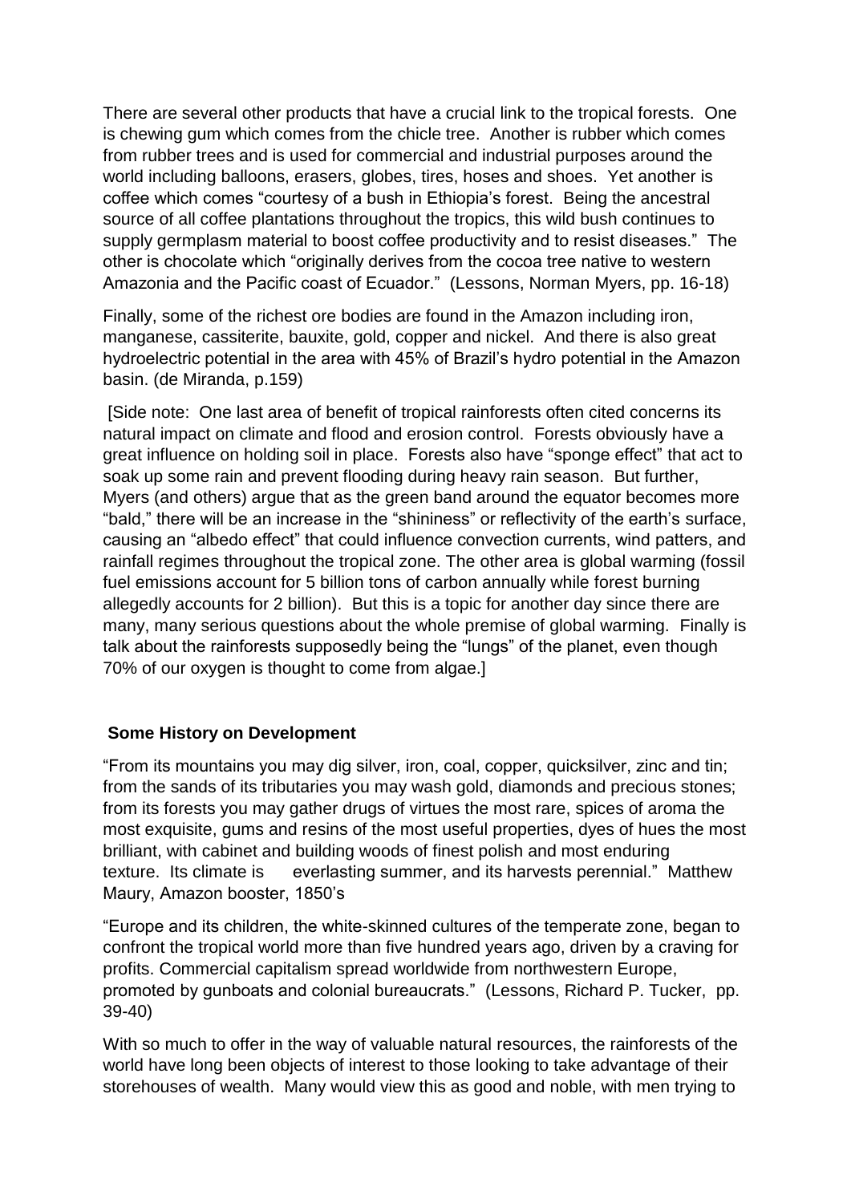There are several other products that have a crucial link to the tropical forests. One is chewing gum which comes from the chicle tree. Another is rubber which comes from rubber trees and is used for commercial and industrial purposes around the world including balloons, erasers, globes, tires, hoses and shoes. Yet another is coffee which comes "courtesy of a bush in Ethiopia's forest. Being the ancestral source of all coffee plantations throughout the tropics, this wild bush continues to supply germplasm material to boost coffee productivity and to resist diseases." The other is chocolate which "originally derives from the cocoa tree native to western Amazonia and the Pacific coast of Ecuador." (Lessons, Norman Myers, pp. 16-18)

Finally, some of the richest ore bodies are found in the Amazon including iron, manganese, cassiterite, bauxite, gold, copper and nickel. And there is also great hydroelectric potential in the area with 45% of Brazil's hydro potential in the Amazon basin. (de Miranda, p.159)

[Side note: One last area of benefit of tropical rainforests often cited concerns its natural impact on climate and flood and erosion control. Forests obviously have a great influence on holding soil in place. Forests also have "sponge effect" that act to soak up some rain and prevent flooding during heavy rain season. But further, Myers (and others) argue that as the green band around the equator becomes more "bald," there will be an increase in the "shininess" or reflectivity of the earth's surface, causing an "albedo effect" that could influence convection currents, wind patters, and rainfall regimes throughout the tropical zone. The other area is global warming (fossil fuel emissions account for 5 billion tons of carbon annually while forest burning allegedly accounts for 2 billion). But this is a topic for another day since there are many, many serious questions about the whole premise of global warming. Finally is talk about the rainforests supposedly being the "lungs" of the planet, even though 70% of our oxygen is thought to come from algae.]

## Some History on Development

"From its mountains you may dig silver, iron, coal, copper, quicksilver, zinc and tin; from the sands of its tributaries you may wash gold, diamonds and precious stones; from its forests you may gather drugs of virtues the most rare, spices of aroma the most exquisite, gums and resins of the most useful properties, dyes of hues the most brilliant, with cabinet and building woods of finest polish and most enduring texture. Its climate is everlasting summer, and its harvests perennial." Matthew Maury, Amazon booster, 1850's

"Europe and its children, the white-skinned cultures of the temperate zone, began to confront the tropical world more than five hundred years ago, driven by a craving for profits. Commercial capitalism spread worldwide from northwestern Europe, promoted by gunboats and colonial bureaucrats." (Lessons, Richard P. Tucker, pp. 39-40)

With so much to offer in the way of valuable natural resources, the rainforests of the world have long been objects of interest to those looking to take advantage of their storehouses of wealth. Many would view this as good and noble, with men trying to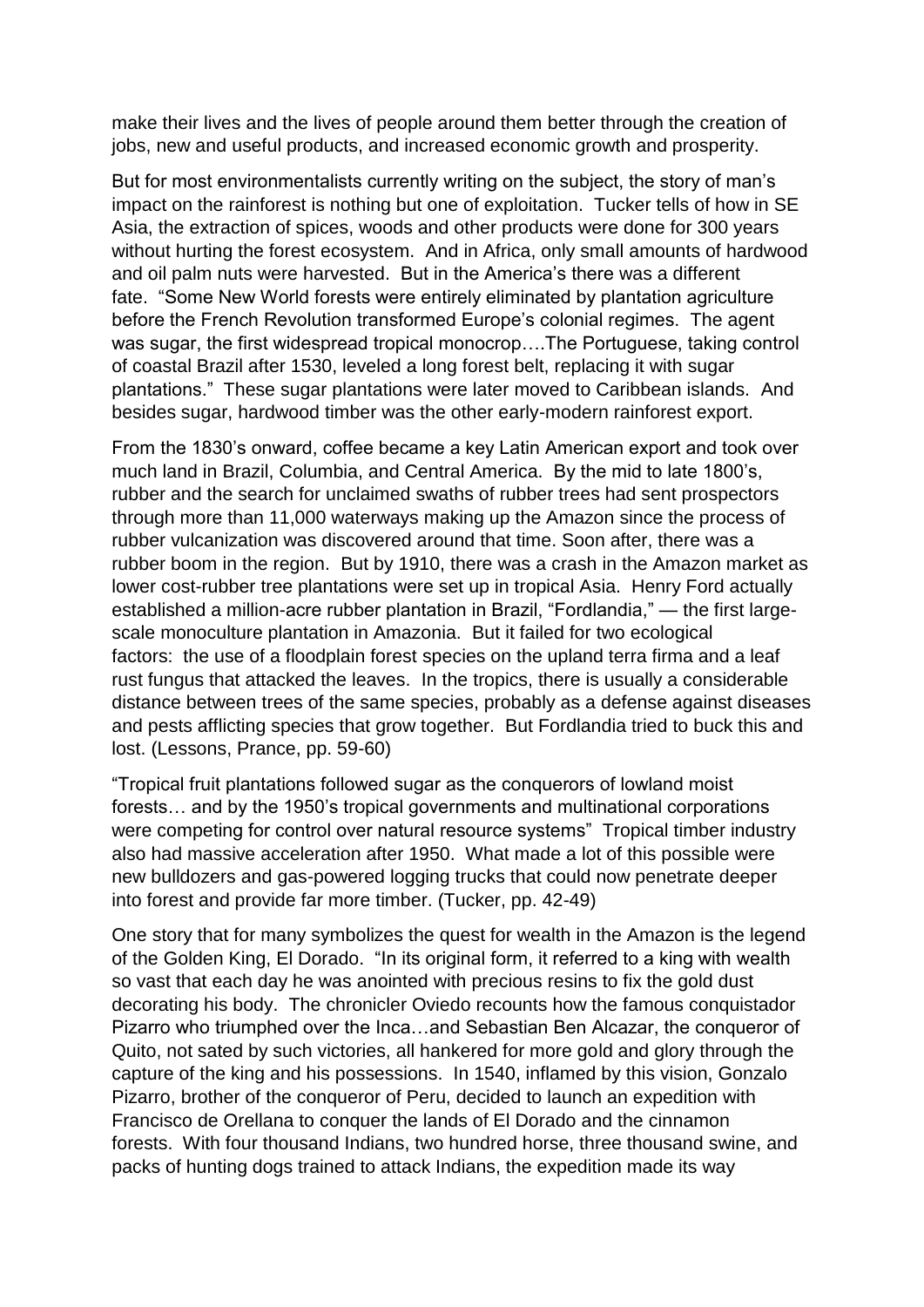make their lives and the lives of people around them better through the creation of jobs, new and useful products, and increased economic growth and prosperity.

But for most environmentalists currently writing on the subject, the story of man's impact on the rainforest is nothing but one of exploitation. Tucker tells of how in SE Asia, the extraction of spices, woods and other products were done for 300 years without hurting the forest ecosystem. And in Africa, only small amounts of hardwood and oil palm nuts were harvested. But in the America's there was a different fate. "Some New World forests were entirely eliminated by plantation agriculture before the French Revolution transformed Europe's colonial regimes. The agent was sugar, the first widespread tropical monocrop….The Portuguese, taking control of coastal Brazil after 1530, leveled a long forest belt, replacing it with sugar plantations." These sugar plantations were later moved to Caribbean islands. And besides sugar, hardwood timber was the other early-modern rainforest export.

From the 1830's onward, coffee became a key Latin American export and took over much land in Brazil, Columbia, and Central America. By the mid to late 1800's, rubber and the search for unclaimed swaths of rubber trees had sent prospectors through more than 11,000 waterways making up the Amazon since the process of rubber vulcanization was discovered around that time. Soon after, there was a rubber boom in the region. But by 1910, there was a crash in the Amazon market as lower cost-rubber tree plantations were set up in tropical Asia. Henry Ford actually established a million-acre rubber plantation in Brazil, "Fordlandia," — the first large-scale monoculture plantation in Amazonia. But it failed for two ecological factors: the use of a floodplain forest species on the upland terra firma and a leaf rust fungus that attacked the leaves. In the tropics, there is usually a considerable distance between trees of the same species, probably as a defense against diseases and pests afflicting species that grow together. But Fordlandia tried to buck this and lost. (Lessons, Prance, pp. 59-60)

"Tropical fruit plantations followed sugar as the conquerors of lowland moist forests… and by the 1950's tropical governments and multinational corporations were competing for control over natural resource systems" Tropical timber industry also had massive acceleration after 1950. What made a lot of this possible were new bulldozers and gas-powered logging trucks that could now penetrate deeper into forest and provide far more timber. (Tucker, pp. 42-49)

One story that for many symbolizes the quest for wealth in the Amazon is the legend of the Golden King, El Dorado. "In its original form, it referred to a king with wealth so vast that each day he was anointed with precious resins to fix the gold dust decorating his body. The chronicler Oviedo recounts how the famous conquistador Pizarro who triumphed over the Inca…and Sebastian Ben Alcazar, the conqueror of Quito, not sated by such victories, all hankered for more gold and glory through the capture of the king and his possessions. In 1540, inflamed by this vision, Gonzalo Pizarro, brother of the conqueror of Peru, decided to launch an expedition with Francisco de Orellana to conquer the lands of El Dorado and the cinnamon forests. With four thousand Indians, two hundred horse, three thousand swine, and packs of hunting dogs trained to attack Indians, the expedition made its way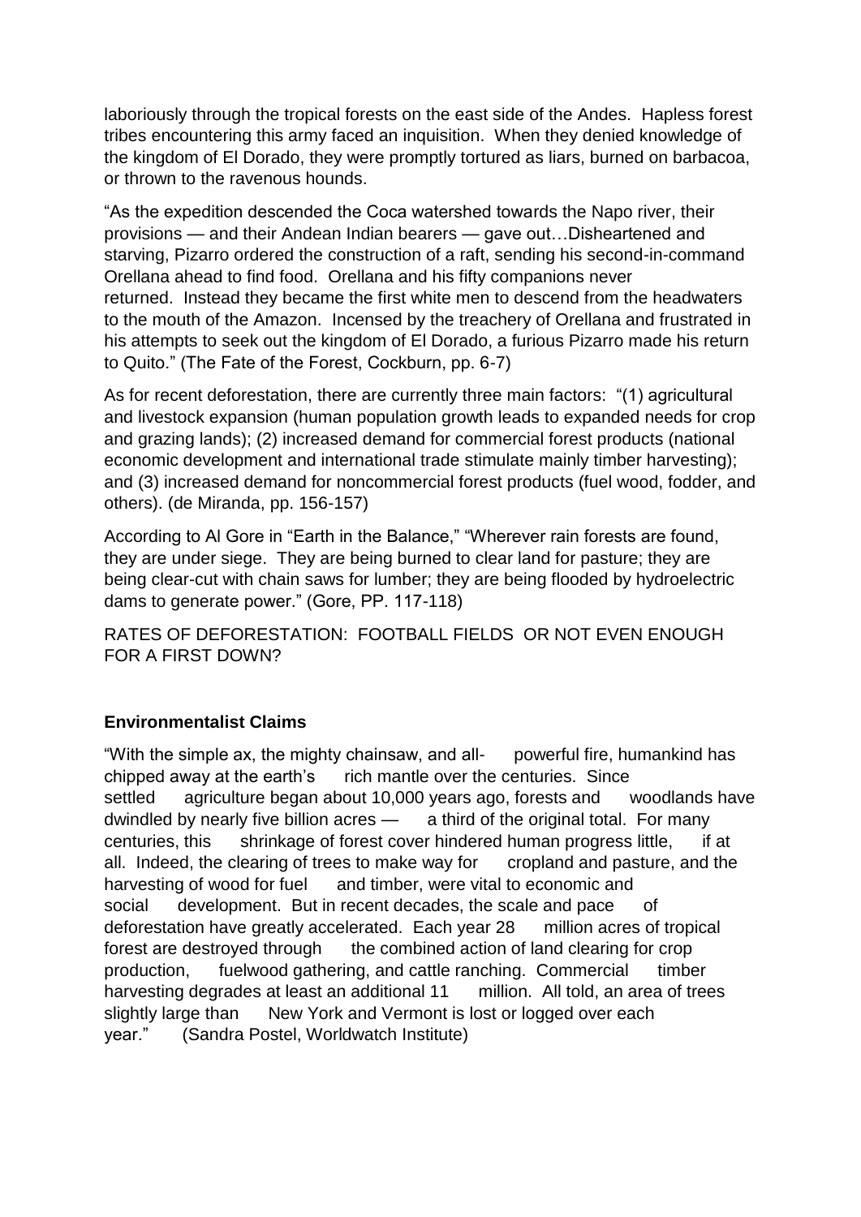laboriously through the tropical forests on the east side of the Andes. Hapless forest tribes encountering this army faced an inquisition. When they denied knowledge of the kingdom of El Dorado, they were promptly tortured as liars, burned on barbacoa, or thrown to the ravenous hounds.

"As the expedition descended the Coca watershed towards the Napo river, their provisions — and their Andean Indian bearers — gave out…Disheartened and starving, Pizarro ordered the construction of a raft, sending his second-in-command Orellana ahead to find food. Orellana and his fifty companions never returned. Instead they became the first white men to descend from the headwaters to the mouth of the Amazon. Incensed by the treachery of Orellana and frustrated in his attempts to seek out the kingdom of El Dorado, a furious Pizarro made his return to Quito." (The Fate of the Forest, Cockburn, pp. 6-7)

As for recent deforestation, there are currently three main factors: "(1) agricultural and livestock expansion (human population growth leads to expanded needs for crop and grazing lands); (2) increased demand for commercial forest products (national economic development and international trade stimulate mainly timber harvesting); and (3) increased demand for noncommercial forest products (fuel wood, fodder, and others). (de Miranda, pp. 156-157)

According to Al Gore in "Earth in the Balance," "Wherever rain forests are found, they are under siege. They are being burned to clear land for pasture; they are being clear-cut with chain saws for lumber; they are being flooded by hydroelectric dams to generate power." (Gore, PP. 117-118)

RATES OF DEFORESTATION: FOOTBALL FIELDS OR NOT EVEN ENOUGH FOR A FIRST DOWN?

**Environmentalist Claims**

"With the simple ax, the mighty chainsaw, and all- powerful fire, humankind has chipped away at the earth's rich mantle over the centuries. Since settled agriculture began about 10,000 years ago, forests and woodlands have dwindled by nearly five billion acres — a third of the original total. For many centuries, this shrinkage of forest cover hindered human progress little, if at all. Indeed, the clearing of trees to make way for cropland and pasture, and the harvesting of wood for fuel and timber, were vital to economic and social development. But in recent decades, the scale and pace of deforestation have greatly accelerated. Each year 28 million acres of tropical forest are destroyed through the combined action of land clearing for crop production, fuelwood gathering, and cattle ranching. Commercial timber harvesting degrades at least an additional 11 million. All told, an area of trees slightly large than New York and Vermont is lost or logged over each year." (Sandra Postel, Worldwatch Institute)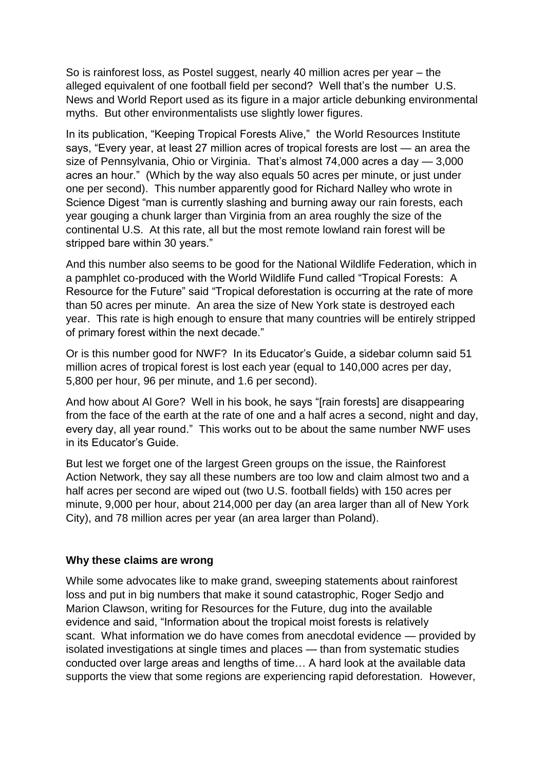So is rainforest loss, as Postel suggest, nearly 40 million acres per year – the alleged equivalent of one football field per second? Well that's the number U.S. News and World Report used as its figure in a major article debunking environmental myths. But other environmentalists use slightly lower figures.

In its publication, "Keeping Tropical Forests Alive," the World Resources Institute says, "Every year, at least 27 million acres of tropical forests are lost — an area the size of Pennsylvania, Ohio or Virginia. That's almost 74,000 acres a day — 3,000 acres an hour." (Which by the way also equals 50 acres per minute, or just under one per second). This number apparently good for Richard Nalley who wrote in Science Digest "man is currently slashing and burning away our rain forests, each year gouging a chunk larger than Virginia from an area roughly the size of the continental U.S. At this rate, all but the most remote lowland rain forest will be stripped bare within 30 years."

And this number also seems to be good for the National Wildlife Federation, which in a pamphlet co-produced with the World Wildlife Fund called "Tropical Forests: A Resource for the Future" said "Tropical deforestation is occurring at the rate of more than 50 acres per minute. An area the size of New York state is destroyed each year. This rate is high enough to ensure that many countries will be entirely stripped of primary forest within the next decade."

Or is this number good for NWF? In its Educator's Guide, a sidebar column said 51 million acres of tropical forest is lost each year (equal to 140,000 acres per day, 5,800 per hour, 96 per minute, and 1.6 per second).

And how about Al Gore? Well in his book, he says "[rain forests] are disappearing from the face of the earth at the rate of one and a half acres a second, night and day, every day, all year round." This works out to be about the same number NWF uses in its Educator's Guide.

But lest we forget one of the largest Green groups on the issue, the Rainforest Action Network, they say all these numbers are too low and claim almost two and a half acres per second are wiped out (two U.S. football fields) with 150 acres per minute, 9,000 per hour, about 214,000 per day (an area larger than all of New York City), and 78 million acres per year (an area larger than Poland).

**Why these claims are wrong**

While some advocates like to make grand, sweeping statements about rainforest loss and put in big numbers that make it sound catastrophic, Roger Sedjo and Marion Clawson, writing for Resources for the Future, dug into the available evidence and said, "Information about the tropical moist forests is relatively scant. What information we do have comes from anecdotal evidence — provided by isolated investigations at single times and places — than from systematic studies conducted over large areas and lengths of time… A hard look at the available data supports the view that some regions are experiencing rapid deforestation. However,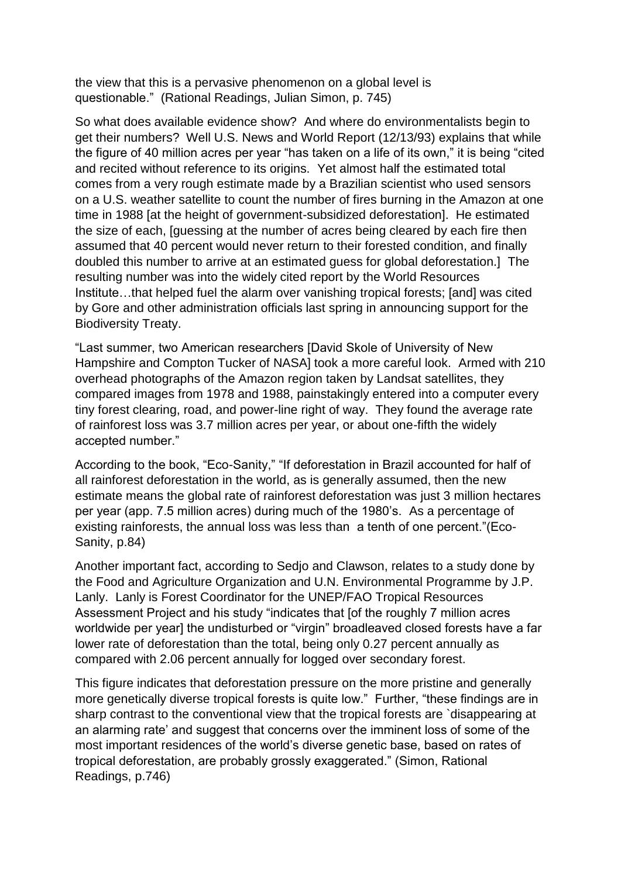the view that this is a pervasive phenomenon on a global level is questionable." (Rational Readings, Julian Simon, p. 745)

So what does available evidence show? And where do environmentalists begin to get their numbers? Well U.S. News and World Report (12/13/93) explains that while the figure of 40 million acres per year "has taken on a life of its own," it is being "cited and recited without reference to its origins. Yet almost half the estimated total comes from a very rough estimate made by a Brazilian scientist who used sensors on a U.S. weather satellite to count the number of fires burning in the Amazon at one time in 1988 [at the height of government-subsidized deforestation]. He estimated the size of each, [guessing at the number of acres being cleared by each fire then assumed that 40 percent would never return to their forested condition, and finally doubled this number to arrive at an estimated guess for global deforestation.] The resulting number was into the widely cited report by the World Resources Institute…that helped fuel the alarm over vanishing tropical forests; [and] was cited by Gore and other administration officials last spring in announcing support for the Biodiversity Treaty.

"Last summer, two American researchers [David Skole of University of New Hampshire and Compton Tucker of NASA] took a more careful look. Armed with 210 overhead photographs of the Amazon region taken by Landsat satellites, they compared images from 1978 and 1988, painstakingly entered into a computer every tiny forest clearing, road, and power-line right of way. They found the average rate of rainforest loss was 3.7 million acres per year, or about one-fifth the widely accepted number."

According to the book, "Eco-Sanity," "If deforestation in Brazil accounted for half of all rainforest deforestation in the world, as is generally assumed, then the new estimate means the global rate of rainforest deforestation was just 3 million hectares per year (app. 7.5 million acres) during much of the 1980's. As a percentage of existing rainforests, the annual loss was less than a tenth of one percent."(Eco-Sanity, p.84)

Another important fact, according to Sedjo and Clawson, relates to a study done by the Food and Agriculture Organization and U.N. Environmental Programme by J.P. Lanly. Lanly is Forest Coordinator for the UNEP/FAO Tropical Resources Assessment Project and his study "indicates that [of the roughly 7 million acres worldwide per year] the undisturbed or "virgin" broadleaved closed forests have a far lower rate of deforestation than the total, being only 0.27 percent annually as compared with 2.06 percent annually for logged over secondary forest.

This figure indicates that deforestation pressure on the more pristine and generally more genetically diverse tropical forests is quite low." Further, "these findings are in sharp contrast to the conventional view that the tropical forests are `disappearing at an alarming rate' and suggest that concerns over the imminent loss of some of the most important residences of the world's diverse genetic base, based on rates of tropical deforestation, are probably grossly exaggerated." (Simon, Rational Readings, p.746)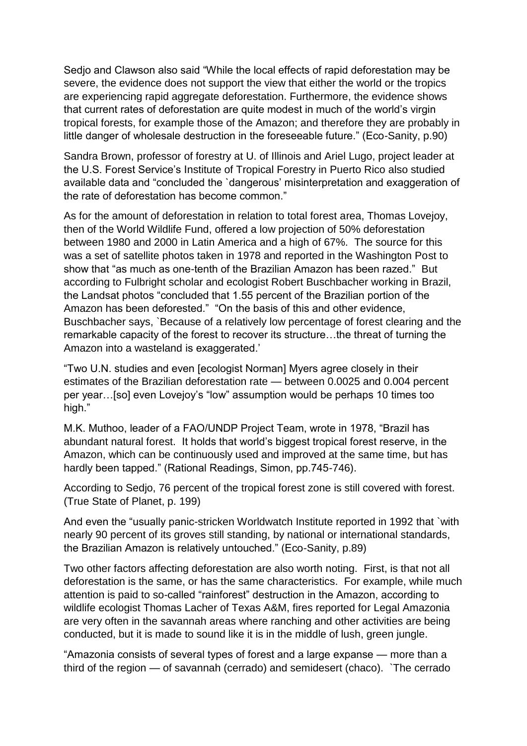Sedjo and Clawson also said “While the local effects of rapid deforestation may be severe, the evidence does not support the view that either the world or the tropics are experiencing rapid aggregate deforestation. Furthermore, the evidence shows that current rates of deforestation are quite modest in much of the world’s virgin tropical forests, for example those of the Amazon; and therefore they are probably in little danger of wholesale destruction in the foreseeable future.” (Eco-Sanity, p.90)

Sandra Brown, professor of forestry at U. of Illinois and Ariel Lugo, project leader at the U.S. Forest Service’s Institute of Tropical Forestry in Puerto Rico also studied available data and “concluded the `dangerous’ misinterpretation and exaggeration of the rate of deforestation has become common.”

As for the amount of deforestation in relation to total forest area, Thomas Lovejoy, then of the World Wildlife Fund, offered a low projection of 50% deforestation between 1980 and 2000 in Latin America and a high of 67%. The source for this was a set of satellite photos taken in 1978 and reported in the Washington Post to show that “as much as one-tenth of the Brazilian Amazon has been razed.” But according to Fulbright scholar and ecologist Robert Buschbacher working in Brazil, the Landsat photos “concluded that 1.55 percent of the Brazilian portion of the Amazon has been deforested.” “On the basis of this and other evidence, Buschbacher says, `Because of a relatively low percentage of forest clearing and the remarkable capacity of the forest to recover its structure…the threat of turning the Amazon into a wasteland is exaggerated.’

“Two U.N. studies and even [ecologist Norman] Myers agree closely in their estimates of the Brazilian deforestation rate — between 0.0025 and 0.004 percent per year…[so] even Lovejoy’s “low” assumption would be perhaps 10 times too high.”

M.K. Muthoo, leader of a FAO/UNDP Project Team, wrote in 1978, “Brazil has abundant natural forest. It holds that world’s biggest tropical forest reserve, in the Amazon, which can be continuously used and improved at the same time, but has hardly been tapped.” (Rational Readings, Simon, pp.745-746).

According to Sedjo, 76 percent of the tropical forest zone is still covered with forest. (True State of Planet, p. 199)

And even the “usually panic-stricken Worldwatch Institute reported in 1992 that `with nearly 90 percent of its groves still standing, by national or international standards, the Brazilian Amazon is relatively untouched.” (Eco-Sanity, p.89)

Two other factors affecting deforestation are also worth noting. First, is that not all deforestation is the same, or has the same characteristics. For example, while much attention is paid to so-called “rainforest” destruction in the Amazon, according to wildlife ecologist Thomas Lacher of Texas A&M, fires reported for Legal Amazonia are very often in the savannah areas where ranching and other activities are being conducted, but it is made to sound like it is in the middle of lush, green jungle.

“Amazonia consists of several types of forest and a large expanse — more than a third of the region — of savannah (cerrado) and semidesert (chaco). `The cerrado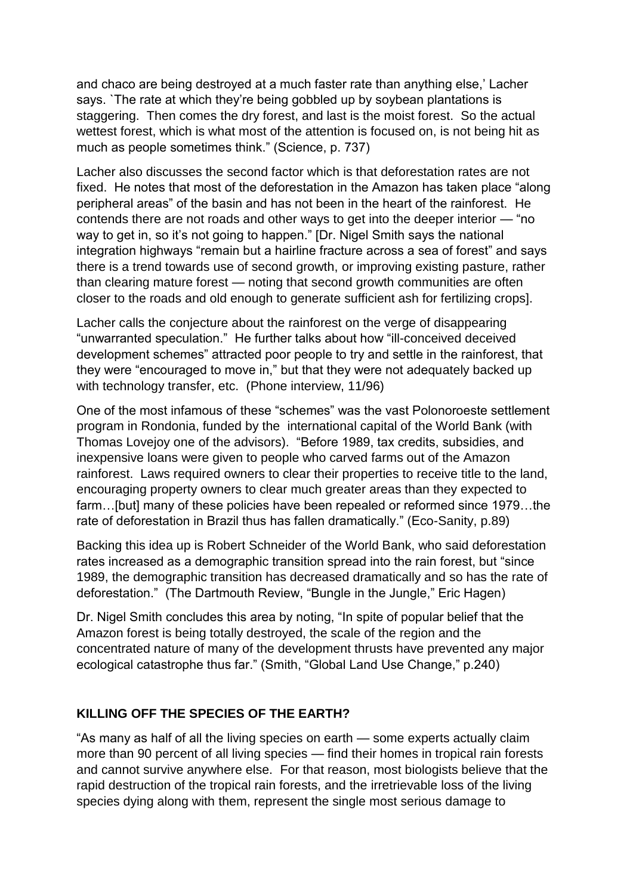and chaco are being destroyed at a much faster rate than anything else,' Lacher says. `The rate at which they're being gobbled up by soybean plantations is staggering. Then comes the dry forest, and last is the moist forest. So the actual wettest forest, which is what most of the attention is focused on, is not being hit as much as people sometimes think." (Science, p. 737)

Lacher also discusses the second factor which is that deforestation rates are not fixed. He notes that most of the deforestation in the Amazon has taken place "along peripheral areas" of the basin and has not been in the heart of the rainforest. He contends there are not roads and other ways to get into the deeper interior — "no way to get in, so it's not going to happen." [Dr. Nigel Smith says the national integration highways "remain but a hairline fracture across a sea of forest" and says there is a trend towards use of second growth, or improving existing pasture, rather than clearing mature forest — noting that second growth communities are often closer to the roads and old enough to generate sufficient ash for fertilizing crops].

Lacher calls the conjecture about the rainforest on the verge of disappearing "unwarranted speculation." He further talks about how "ill-conceived deceived development schemes" attracted poor people to try and settle in the rainforest, that they were "encouraged to move in," but that they were not adequately backed up with technology transfer, etc. (Phone interview, 11/96)

One of the most infamous of these "schemes" was the vast Polonoroeste settlement program in Rondonia, funded by the international capital of the World Bank (with Thomas Lovejoy one of the advisors). "Before 1989, tax credits, subsidies, and inexpensive loans were given to people who carved farms out of the Amazon rainforest. Laws required owners to clear their properties to receive title to the land, encouraging property owners to clear much greater areas than they expected to farm…[but] many of these policies have been repealed or reformed since 1979…the rate of deforestation in Brazil thus has fallen dramatically." (Eco-Sanity, p.89)

Backing this idea up is Robert Schneider of the World Bank, who said deforestation rates increased as a demographic transition spread into the rain forest, but "since 1989, the demographic transition has decreased dramatically and so has the rate of deforestation." (The Dartmouth Review, "Bungle in the Jungle," Eric Hagen)

Dr. Nigel Smith concludes this area by noting, "In spite of popular belief that the Amazon forest is being totally destroyed, the scale of the region and the concentrated nature of many of the development thrusts have prevented any major ecological catastrophe thus far." (Smith, "Global Land Use Change," p.240)

## KILLING OFF THE SPECIES OF THE EARTH?

"As many as half of all the living species on earth — some experts actually claim more than 90 percent of all living species — find their homes in tropical rain forests and cannot survive anywhere else. For that reason, most biologists believe that the rapid destruction of the tropical rain forests, and the irretrievable loss of the living species dying along with them, represent the single most serious damage to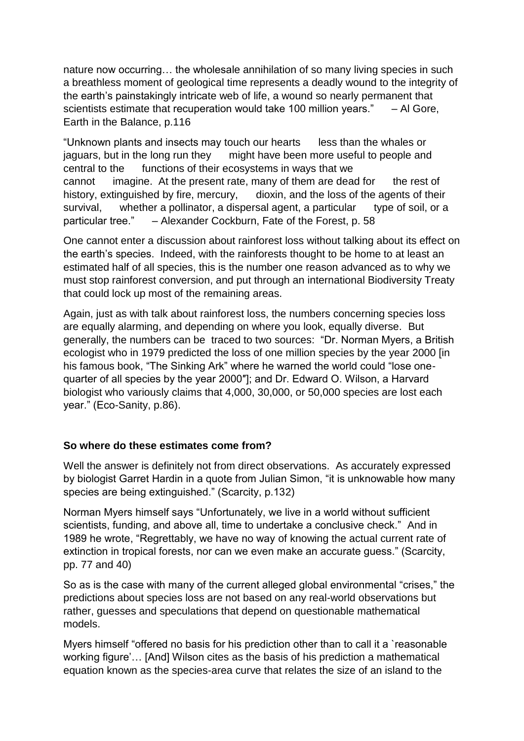nature now occurring… the wholesale annihilation of so many living species in such a breathless moment of geological time represents a deadly wound to the integrity of the earth's painstakingly intricate web of life, a wound so nearly permanent that scientists estimate that recuperation would take 100 million years." – Al Gore, Earth in the Balance, p.116

"Unknown plants and insects may touch our hearts less than the whales or jaguars, but in the long run they might have been more useful to people and central to the functions of their ecosystems in ways that we cannot imagine. At the present rate, many of them are dead for the rest of history, extinguished by fire, mercury, dioxin, and the loss of the agents of their survival, whether a pollinator, a dispersal agent, a particular type of soil, or a particular tree." – Alexander Cockburn, Fate of the Forest, p. 58

One cannot enter a discussion about rainforest loss without talking about its effect on the earth's species. Indeed, with the rainforests thought to be home to at least an estimated half of all species, this is the number one reason advanced as to why we must stop rainforest conversion, and put through an international Biodiversity Treaty that could lock up most of the remaining areas.

Again, just as with talk about rainforest loss, the numbers concerning species loss are equally alarming, and depending on where you look, equally diverse. But generally, the numbers can be traced to two sources: "Dr. Norman Myers, a British ecologist who in 1979 predicted the loss of one million species by the year 2000 [in his famous book, "The Sinking Ark" where he warned the world could "lose one-quarter of all species by the year 2000″]; and Dr. Edward O. Wilson, a Harvard biologist who variously claims that 4,000, 30,000, or 50,000 species are lost each year." (Eco-Sanity, p.86).

**So where do these estimates come from?**

Well the answer is definitely not from direct observations. As accurately expressed by biologist Garret Hardin in a quote from Julian Simon, "it is unknowable how many species are being extinguished." (Scarcity, p.132)

Norman Myers himself says "Unfortunately, we live in a world without sufficient scientists, funding, and above all, time to undertake a conclusive check." And in 1989 he wrote, "Regrettably, we have no way of knowing the actual current rate of extinction in tropical forests, nor can we even make an accurate guess." (Scarcity, pp. 77 and 40)

So as is the case with many of the current alleged global environmental "crises," the predictions about species loss are not based on any real-world observations but rather, guesses and speculations that depend on questionable mathematical models.

Myers himself "offered no basis for his prediction other than to call it a `reasonable working figure'… [And] Wilson cites as the basis of his prediction a mathematical equation known as the species-area curve that relates the size of an island to the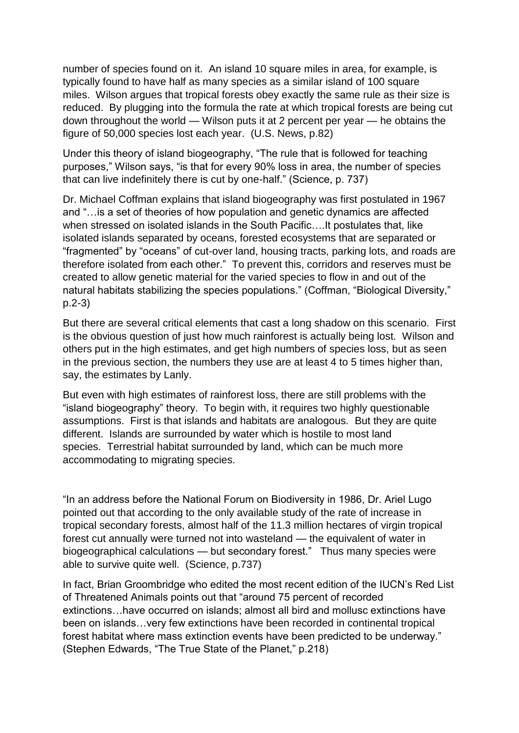number of species found on it. An island 10 square miles in area, for example, is typically found to have half as many species as a similar island of 100 square miles. Wilson argues that tropical forests obey exactly the same rule as their size is reduced. By plugging into the formula the rate at which tropical forests are being cut down throughout the world — Wilson puts it at 2 percent per year — he obtains the figure of 50,000 species lost each year. (U.S. News, p.82)

Under this theory of island biogeography, "The rule that is followed for teaching purposes," Wilson says, "is that for every 90% loss in area, the number of species that can live indefinitely there is cut by one-half." (Science, p. 737)

Dr. Michael Coffman explains that island biogeography was first postulated in 1967 and "…is a set of theories of how population and genetic dynamics are affected when stressed on isolated islands in the South Pacific….It postulates that, like isolated islands separated by oceans, forested ecosystems that are separated or "fragmented" by "oceans" of cut-over land, housing tracts, parking lots, and roads are therefore isolated from each other." To prevent this, corridors and reserves must be created to allow genetic material for the varied species to flow in and out of the natural habitats stabilizing the species populations." (Coffman, "Biological Diversity," p.2-3)

But there are several critical elements that cast a long shadow on this scenario. First is the obvious question of just how much rainforest is actually being lost. Wilson and others put in the high estimates, and get high numbers of species loss, but as seen in the previous section, the numbers they use are at least 4 to 5 times higher than, say, the estimates by Lanly.

But even with high estimates of rainforest loss, there are still problems with the "island biogeography" theory. To begin with, it requires two highly questionable assumptions. First is that islands and habitats are analogous. But they are quite different. Islands are surrounded by water which is hostile to most land species. Terrestrial habitat surrounded by land, which can be much more accommodating to migrating species.

"In an address before the National Forum on Biodiversity in 1986, Dr. Ariel Lugo pointed out that according to the only available study of the rate of increase in tropical secondary forests, almost half of the 11.3 million hectares of virgin tropical forest cut annually were turned not into wasteland — the equivalent of water in biogeographical calculations — but secondary forest." Thus many species were able to survive quite well. (Science, p.737)

In fact, Brian Groombridge who edited the most recent edition of the IUCN's Red List of Threatened Animals points out that "around 75 percent of recorded extinctions…have occurred on islands; almost all bird and mollusc extinctions have been on islands…very few extinctions have been recorded in continental tropical forest habitat where mass extinction events have been predicted to be underway." (Stephen Edwards, "The True State of the Planet," p.218)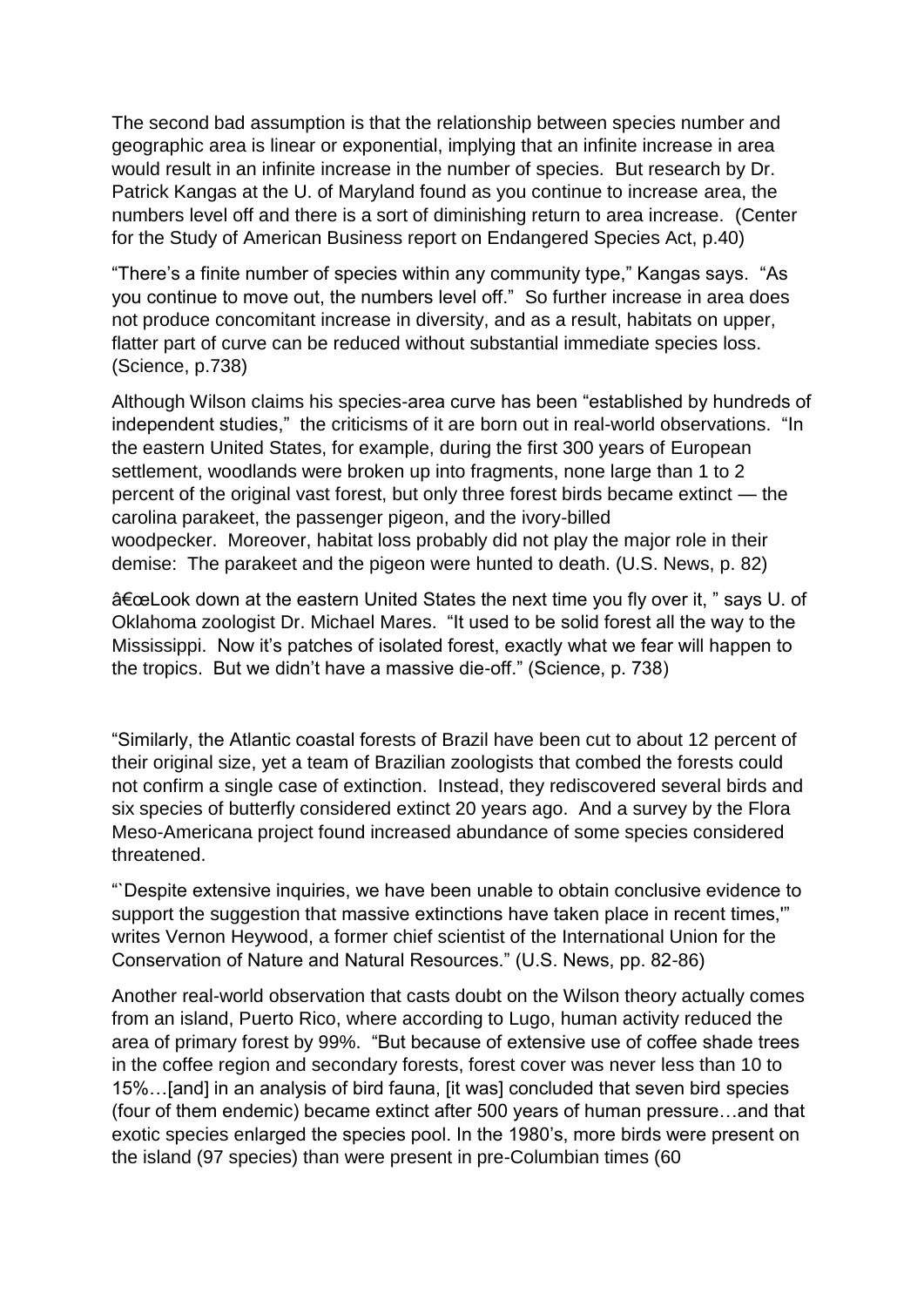The second bad assumption is that the relationship between species number and geographic area is linear or exponential, implying that an infinite increase in area would result in an infinite increase in the number of species. But research by Dr. Patrick Kangas at the U. of Maryland found as you continue to increase area, the numbers level off and there is a sort of diminishing return to area increase. (Center for the Study of American Business report on Endangered Species Act, p.40)

"There's a finite number of species within any community type," Kangas says. "As you continue to move out, the numbers level off." So further increase in area does not produce concomitant increase in diversity, and as a result, habitats on upper, flatter part of curve can be reduced without substantial immediate species loss. (Science, p.738)

Although Wilson claims his species-area curve has been "established by hundreds of independent studies," the criticisms of it are born out in real-world observations. "In the eastern United States, for example, during the first 300 years of European settlement, woodlands were broken up into fragments, none large than 1 to 2 percent of the original vast forest, but only three forest birds became extinct — the carolina parakeet, the passenger pigeon, and the ivory-billed woodpecker. Moreover, habitat loss probably did not play the major role in their demise: The parakeet and the pigeon were hunted to death. (U.S. News, p. 82)

â€œLook down at the eastern United States the next time you fly over it, " says U. of Oklahoma zoologist Dr. Michael Mares. "It used to be solid forest all the way to the Mississippi. Now it's patches of isolated forest, exactly what we fear will happen to the tropics. But we didn't have a massive die-off." (Science, p. 738)

"Similarly, the Atlantic coastal forests of Brazil have been cut to about 12 percent of their original size, yet a team of Brazilian zoologists that combed the forests could not confirm a single case of extinction. Instead, they rediscovered several birds and six species of butterfly considered extinct 20 years ago. And a survey by the Flora Meso-Americana project found increased abundance of some species considered threatened.

"`Despite extensive inquiries, we have been unable to obtain conclusive evidence to support the suggestion that massive extinctions have taken place in recent times,'" writes Vernon Heywood, a former chief scientist of the International Union for the Conservation of Nature and Natural Resources." (U.S. News, pp. 82-86)

Another real-world observation that casts doubt on the Wilson theory actually comes from an island, Puerto Rico, where according to Lugo, human activity reduced the area of primary forest by 99%. "But because of extensive use of coffee shade trees in the coffee region and secondary forests, forest cover was never less than 10 to 15%…[and] in an analysis of bird fauna, [it was] concluded that seven bird species (four of them endemic) became extinct after 500 years of human pressure…and that exotic species enlarged the species pool. In the 1980's, more birds were present on the island (97 species) than were present in pre-Columbian times (60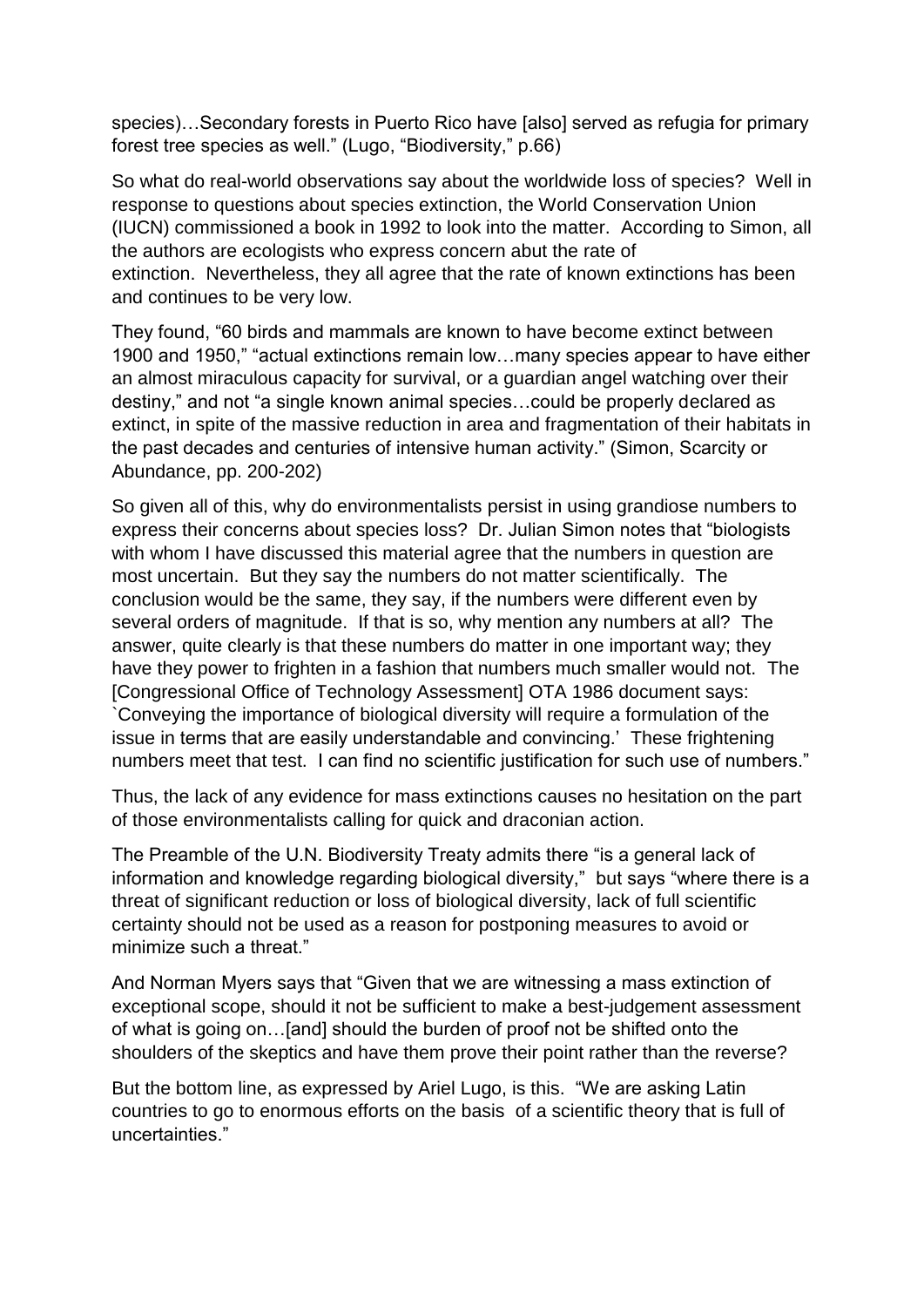species)…Secondary forests in Puerto Rico have [also] served as refugia for primary forest tree species as well." (Lugo, "Biodiversity," p.66)

So what do real-world observations say about the worldwide loss of species? Well in response to questions about species extinction, the World Conservation Union (IUCN) commissioned a book in 1992 to look into the matter. According to Simon, all the authors are ecologists who express concern abut the rate of extinction. Nevertheless, they all agree that the rate of known extinctions has been and continues to be very low.

They found, "60 birds and mammals are known to have become extinct between 1900 and 1950," "actual extinctions remain low…many species appear to have either an almost miraculous capacity for survival, or a guardian angel watching over their destiny," and not "a single known animal species…could be properly declared as extinct, in spite of the massive reduction in area and fragmentation of their habitats in the past decades and centuries of intensive human activity." (Simon, Scarcity or Abundance, pp. 200-202)

So given all of this, why do environmentalists persist in using grandiose numbers to express their concerns about species loss? Dr. Julian Simon notes that "biologists with whom I have discussed this material agree that the numbers in question are most uncertain. But they say the numbers do not matter scientifically. The conclusion would be the same, they say, if the numbers were different even by several orders of magnitude. If that is so, why mention any numbers at all? The answer, quite clearly is that these numbers do matter in one important way; they have they power to frighten in a fashion that numbers much smaller would not. The [Congressional Office of Technology Assessment] OTA 1986 document says: `Conveying the importance of biological diversity will require a formulation of the issue in terms that are easily understandable and convincing.' These frightening numbers meet that test. I can find no scientific justification for such use of numbers."

Thus, the lack of any evidence for mass extinctions causes no hesitation on the part of those environmentalists calling for quick and draconian action.

The Preamble of the U.N. Biodiversity Treaty admits there "is a general lack of information and knowledge regarding biological diversity," but says "where there is a threat of significant reduction or loss of biological diversity, lack of full scientific certainty should not be used as a reason for postponing measures to avoid or minimize such a threat."

And Norman Myers says that "Given that we are witnessing a mass extinction of exceptional scope, should it not be sufficient to make a best-judgement assessment of what is going on…[and] should the burden of proof not be shifted onto the shoulders of the skeptics and have them prove their point rather than the reverse?

But the bottom line, as expressed by Ariel Lugo, is this. "We are asking Latin countries to go to enormous efforts on the basis of a scientific theory that is full of uncertainties."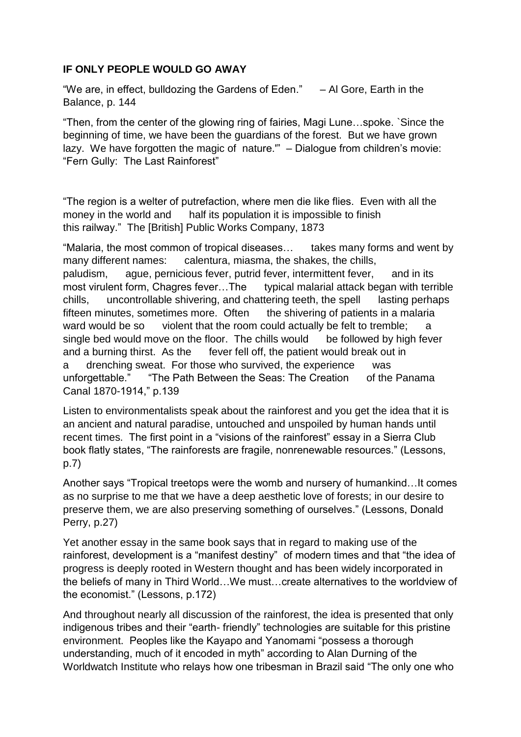**IF ONLY PEOPLE WOULD GO AWAY**

"We are, in effect, bulldozing the Gardens of Eden." – Al Gore, Earth in the Balance, p. 144

"Then, from the center of the glowing ring of fairies, Magi Lune…spoke. `Since the beginning of time, we have been the guardians of the forest. But we have grown lazy. We have forgotten the magic of nature.'" – Dialogue from children's movie: "Fern Gully: The Last Rainforest"

"The region is a welter of putrefaction, where men die like flies. Even with all the money in the world and half its population it is impossible to finish this railway." The [British] Public Works Company, 1873

"Malaria, the most common of tropical diseases… takes many forms and went by many different names: calentura, miasma, the shakes, the chills, paludism, ague, pernicious fever, putrid fever, intermittent fever, and in its most virulent form, Chagres fever…The typical malarial attack began with terrible chills, uncontrollable shivering, and chattering teeth, the spell lasting perhaps fifteen minutes, sometimes more. Often the shivering of patients in a malaria ward would be so violent that the room could actually be felt to tremble; a single bed would move on the floor. The chills would be followed by high fever and a burning thirst. As the fever fell off, the patient would break out in a drenching sweat. For those who survived, the experience was unforgettable." "The Path Between the Seas: The Creation of the Panama Canal 1870-1914," p.139

Listen to environmentalists speak about the rainforest and you get the idea that it is an ancient and natural paradise, untouched and unspoiled by human hands until recent times. The first point in a "visions of the rainforest" essay in a Sierra Club book flatly states, "The rainforests are fragile, nonrenewable resources." (Lessons, p.7)

Another says "Tropical treetops were the womb and nursery of humankind…It comes as no surprise to me that we have a deep aesthetic love of forests; in our desire to preserve them, we are also preserving something of ourselves." (Lessons, Donald Perry, p.27)

Yet another essay in the same book says that in regard to making use of the rainforest, development is a "manifest destiny" of modern times and that "the idea of progress is deeply rooted in Western thought and has been widely incorporated in the beliefs of many in Third World…We must…create alternatives to the worldview of the economist." (Lessons, p.172)

And throughout nearly all discussion of the rainforest, the idea is presented that only indigenous tribes and their "earth- friendly" technologies are suitable for this pristine environment. Peoples like the Kayapo and Yanomami "possess a thorough understanding, much of it encoded in myth" according to Alan Durning of the Worldwatch Institute who relays how one tribesman in Brazil said "The only one who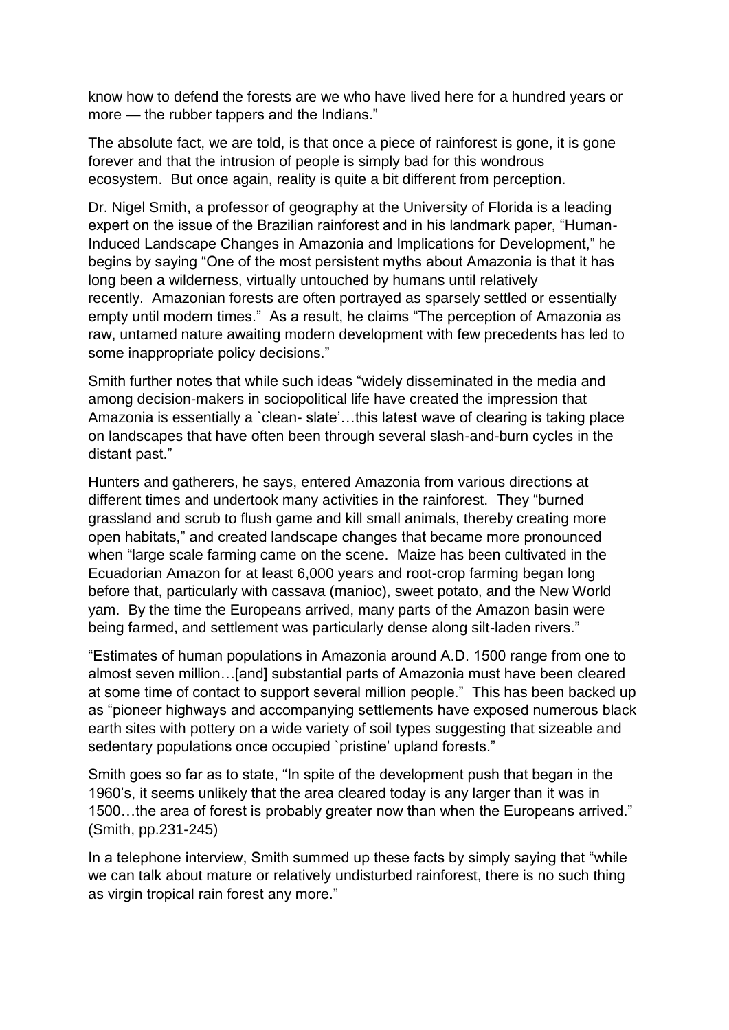know how to defend the forests are we who have lived here for a hundred years or more — the rubber tappers and the Indians."

The absolute fact, we are told, is that once a piece of rainforest is gone, it is gone forever and that the intrusion of people is simply bad for this wondrous ecosystem. But once again, reality is quite a bit different from perception.

Dr. Nigel Smith, a professor of geography at the University of Florida is a leading expert on the issue of the Brazilian rainforest and in his landmark paper, "Human-Induced Landscape Changes in Amazonia and Implications for Development," he begins by saying "One of the most persistent myths about Amazonia is that it has long been a wilderness, virtually untouched by humans until relatively recently. Amazonian forests are often portrayed as sparsely settled or essentially empty until modern times." As a result, he claims "The perception of Amazonia as raw, untamed nature awaiting modern development with few precedents has led to some inappropriate policy decisions."

Smith further notes that while such ideas "widely disseminated in the media and among decision-makers in sociopolitical life have created the impression that Amazonia is essentially a `clean- slate'…this latest wave of clearing is taking place on landscapes that have often been through several slash-and-burn cycles in the distant past."

Hunters and gatherers, he says, entered Amazonia from various directions at different times and undertook many activities in the rainforest. They "burned grassland and scrub to flush game and kill small animals, thereby creating more open habitats," and created landscape changes that became more pronounced when "large scale farming came on the scene. Maize has been cultivated in the Ecuadorian Amazon for at least 6,000 years and root-crop farming began long before that, particularly with cassava (manioc), sweet potato, and the New World yam. By the time the Europeans arrived, many parts of the Amazon basin were being farmed, and settlement was particularly dense along silt-laden rivers."

"Estimates of human populations in Amazonia around A.D. 1500 range from one to almost seven million…[and] substantial parts of Amazonia must have been cleared at some time of contact to support several million people." This has been backed up as "pioneer highways and accompanying settlements have exposed numerous black earth sites with pottery on a wide variety of soil types suggesting that sizeable and sedentary populations once occupied `pristine' upland forests."

Smith goes so far as to state, "In spite of the development push that began in the 1960's, it seems unlikely that the area cleared today is any larger than it was in 1500…the area of forest is probably greater now than when the Europeans arrived." (Smith, pp.231-245)

In a telephone interview, Smith summed up these facts by simply saying that "while we can talk about mature or relatively undisturbed rainforest, there is no such thing as virgin tropical rain forest any more."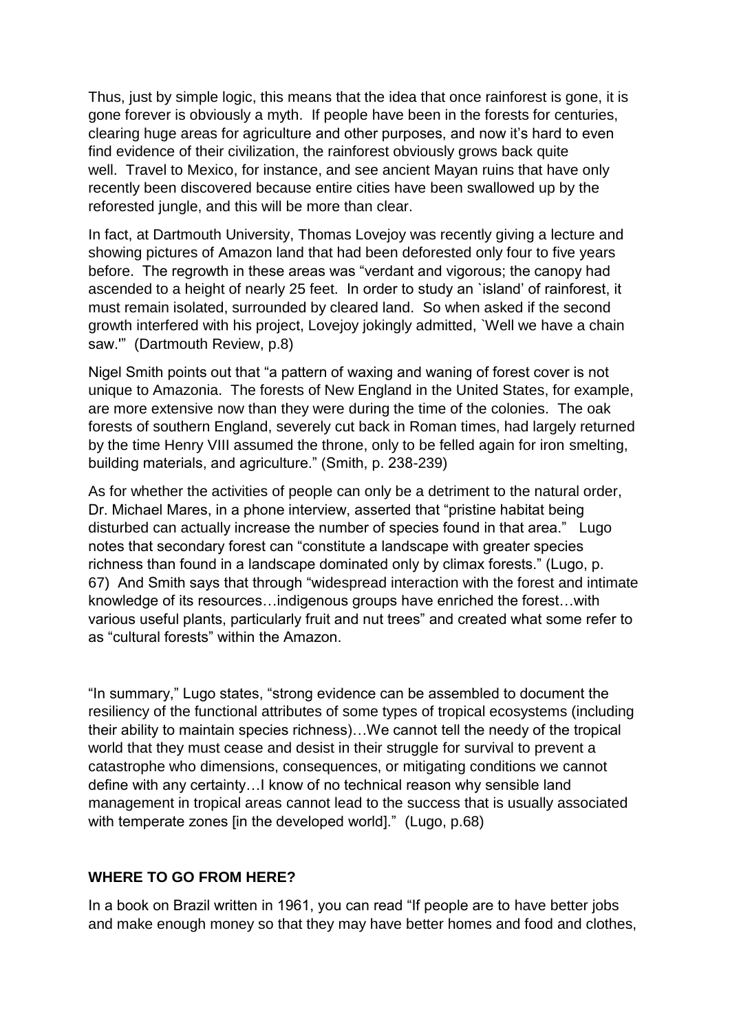Thus, just by simple logic, this means that the idea that once rainforest is gone, it is gone forever is obviously a myth. If people have been in the forests for centuries, clearing huge areas for agriculture and other purposes, and now it's hard to even find evidence of their civilization, the rainforest obviously grows back quite well. Travel to Mexico, for instance, and see ancient Mayan ruins that have only recently been discovered because entire cities have been swallowed up by the reforested jungle, and this will be more than clear.

In fact, at Dartmouth University, Thomas Lovejoy was recently giving a lecture and showing pictures of Amazon land that had been deforested only four to five years before. The regrowth in these areas was "verdant and vigorous; the canopy had ascended to a height of nearly 25 feet. In order to study an `island' of rainforest, it must remain isolated, surrounded by cleared land. So when asked if the second growth interfered with his project, Lovejoy jokingly admitted, `Well we have a chain saw.'" (Dartmouth Review, p.8)

Nigel Smith points out that "a pattern of waxing and waning of forest cover is not unique to Amazonia. The forests of New England in the United States, for example, are more extensive now than they were during the time of the colonies. The oak forests of southern England, severely cut back in Roman times, had largely returned by the time Henry VIII assumed the throne, only to be felled again for iron smelting, building materials, and agriculture." (Smith, p. 238-239)

As for whether the activities of people can only be a detriment to the natural order, Dr. Michael Mares, in a phone interview, asserted that "pristine habitat being disturbed can actually increase the number of species found in that area." Lugo notes that secondary forest can "constitute a landscape with greater species richness than found in a landscape dominated only by climax forests." (Lugo, p. 67) And Smith says that through "widespread interaction with the forest and intimate knowledge of its resources…indigenous groups have enriched the forest…with various useful plants, particularly fruit and nut trees" and created what some refer to as "cultural forests" within the Amazon.

"In summary," Lugo states, "strong evidence can be assembled to document the resiliency of the functional attributes of some types of tropical ecosystems (including their ability to maintain species richness)…We cannot tell the needy of the tropical world that they must cease and desist in their struggle for survival to prevent a catastrophe who dimensions, consequences, or mitigating conditions we cannot define with any certainty…I know of no technical reason why sensible land management in tropical areas cannot lead to the success that is usually associated with temperate zones [in the developed world]." (Lugo, p.68)

## WHERE TO GO FROM HERE?

In a book on Brazil written in 1961, you can read "If people are to have better jobs and make enough money so that they may have better homes and food and clothes,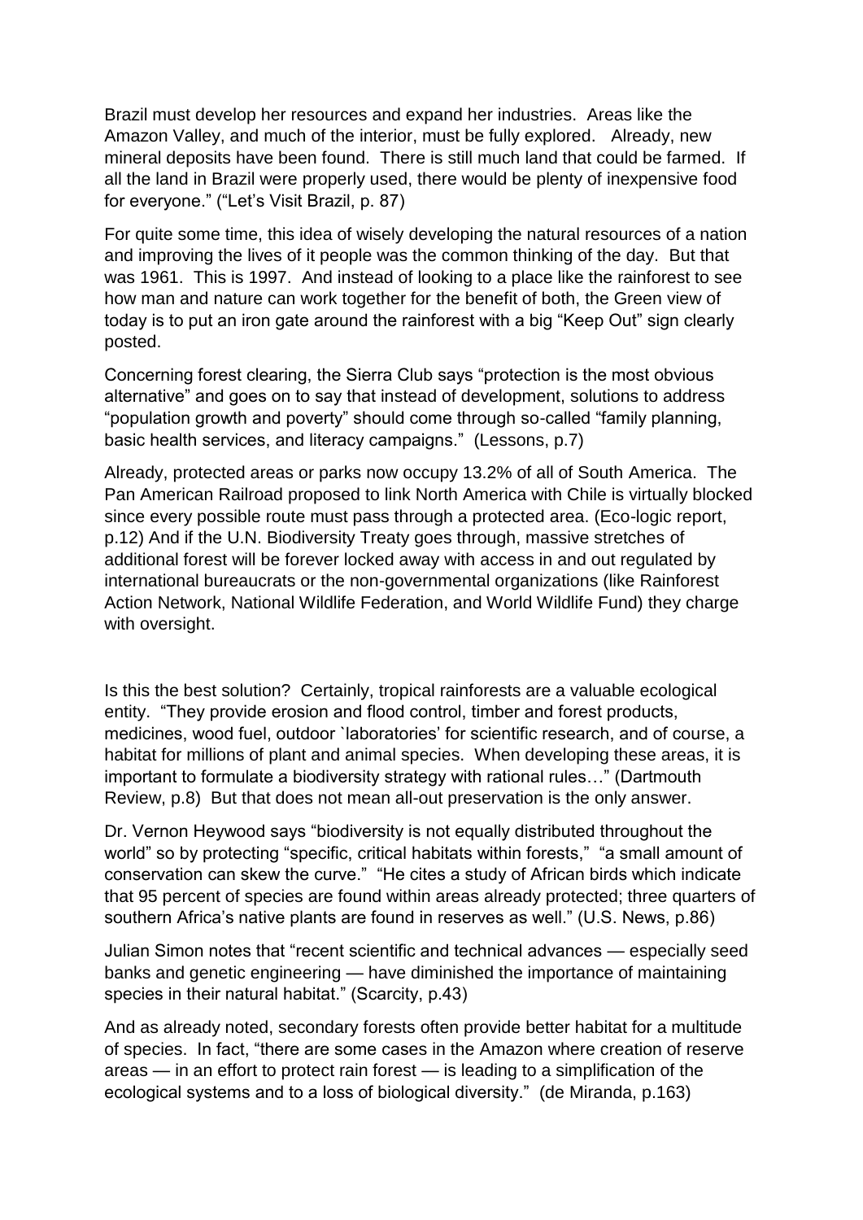Brazil must develop her resources and expand her industries. Areas like the Amazon Valley, and much of the interior, must be fully explored. Already, new mineral deposits have been found. There is still much land that could be farmed. If all the land in Brazil were properly used, there would be plenty of inexpensive food for everyone." ("Let's Visit Brazil, p. 87)

For quite some time, this idea of wisely developing the natural resources of a nation and improving the lives of it people was the common thinking of the day. But that was 1961. This is 1997. And instead of looking to a place like the rainforest to see how man and nature can work together for the benefit of both, the Green view of today is to put an iron gate around the rainforest with a big "Keep Out" sign clearly posted.

Concerning forest clearing, the Sierra Club says "protection is the most obvious alternative" and goes on to say that instead of development, solutions to address "population growth and poverty" should come through so-called "family planning, basic health services, and literacy campaigns." (Lessons, p.7)

Already, protected areas or parks now occupy 13.2% of all of South America. The Pan American Railroad proposed to link North America with Chile is virtually blocked since every possible route must pass through a protected area. (Eco-logic report, p.12) And if the U.N. Biodiversity Treaty goes through, massive stretches of additional forest will be forever locked away with access in and out regulated by international bureaucrats or the non-governmental organizations (like Rainforest Action Network, National Wildlife Federation, and World Wildlife Fund) they charge with oversight.

Is this the best solution? Certainly, tropical rainforests are a valuable ecological entity. "They provide erosion and flood control, timber and forest products, medicines, wood fuel, outdoor `laboratories' for scientific research, and of course, a habitat for millions of plant and animal species. When developing these areas, it is important to formulate a biodiversity strategy with rational rules…" (Dartmouth Review, p.8) But that does not mean all-out preservation is the only answer.

Dr. Vernon Heywood says "biodiversity is not equally distributed throughout the world" so by protecting "specific, critical habitats within forests," "a small amount of conservation can skew the curve." "He cites a study of African birds which indicate that 95 percent of species are found within areas already protected; three quarters of southern Africa's native plants are found in reserves as well." (U.S. News, p.86)

Julian Simon notes that "recent scientific and technical advances — especially seed banks and genetic engineering — have diminished the importance of maintaining species in their natural habitat." (Scarcity, p.43)

And as already noted, secondary forests often provide better habitat for a multitude of species. In fact, "there are some cases in the Amazon where creation of reserve areas — in an effort to protect rain forest — is leading to a simplification of the ecological systems and to a loss of biological diversity." (de Miranda, p.163)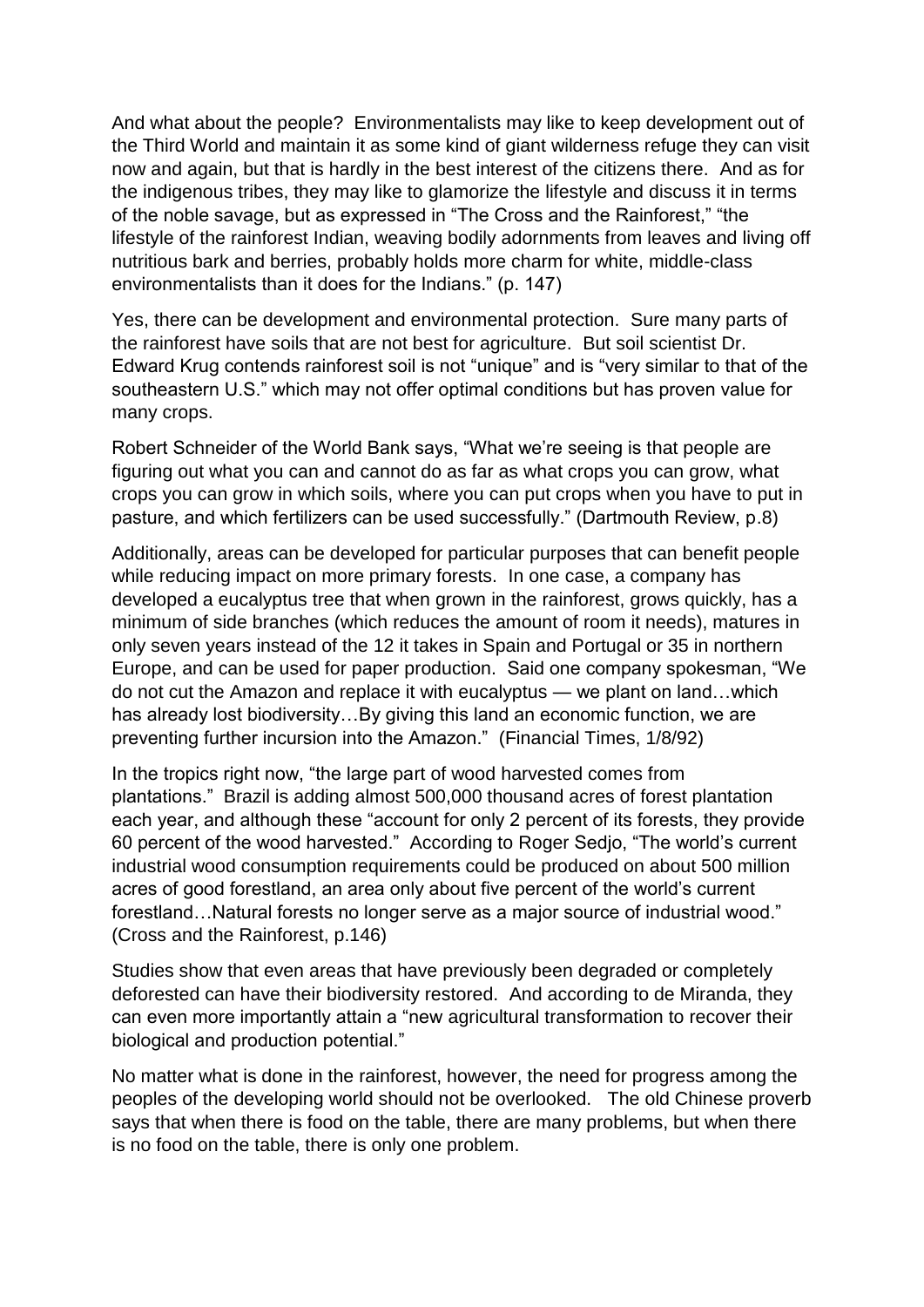And what about the people? Environmentalists may like to keep development out of the Third World and maintain it as some kind of giant wilderness refuge they can visit now and again, but that is hardly in the best interest of the citizens there. And as for the indigenous tribes, they may like to glamorize the lifestyle and discuss it in terms of the noble savage, but as expressed in "The Cross and the Rainforest," "the lifestyle of the rainforest Indian, weaving bodily adornments from leaves and living off nutritious bark and berries, probably holds more charm for white, middle-class environmentalists than it does for the Indians." (p. 147)

Yes, there can be development and environmental protection. Sure many parts of the rainforest have soils that are not best for agriculture. But soil scientist Dr. Edward Krug contends rainforest soil is not "unique" and is "very similar to that of the southeastern U.S." which may not offer optimal conditions but has proven value for many crops.

Robert Schneider of the World Bank says, "What we're seeing is that people are figuring out what you can and cannot do as far as what crops you can grow, what crops you can grow in which soils, where you can put crops when you have to put in pasture, and which fertilizers can be used successfully." (Dartmouth Review, p.8)

Additionally, areas can be developed for particular purposes that can benefit people while reducing impact on more primary forests. In one case, a company has developed a eucalyptus tree that when grown in the rainforest, grows quickly, has a minimum of side branches (which reduces the amount of room it needs), matures in only seven years instead of the 12 it takes in Spain and Portugal or 35 in northern Europe, and can be used for paper production. Said one company spokesman, "We do not cut the Amazon and replace it with eucalyptus — we plant on land…which has already lost biodiversity…By giving this land an economic function, we are preventing further incursion into the Amazon." (Financial Times, 1/8/92)

In the tropics right now, "the large part of wood harvested comes from plantations." Brazil is adding almost 500,000 thousand acres of forest plantation each year, and although these "account for only 2 percent of its forests, they provide 60 percent of the wood harvested." According to Roger Sedjo, "The world's current industrial wood consumption requirements could be produced on about 500 million acres of good forestland, an area only about five percent of the world's current forestland…Natural forests no longer serve as a major source of industrial wood." (Cross and the Rainforest, p.146)

Studies show that even areas that have previously been degraded or completely deforested can have their biodiversity restored. And according to de Miranda, they can even more importantly attain a "new agricultural transformation to recover their biological and production potential."

No matter what is done in the rainforest, however, the need for progress among the peoples of the developing world should not be overlooked. The old Chinese proverb says that when there is food on the table, there are many problems, but when there is no food on the table, there is only one problem.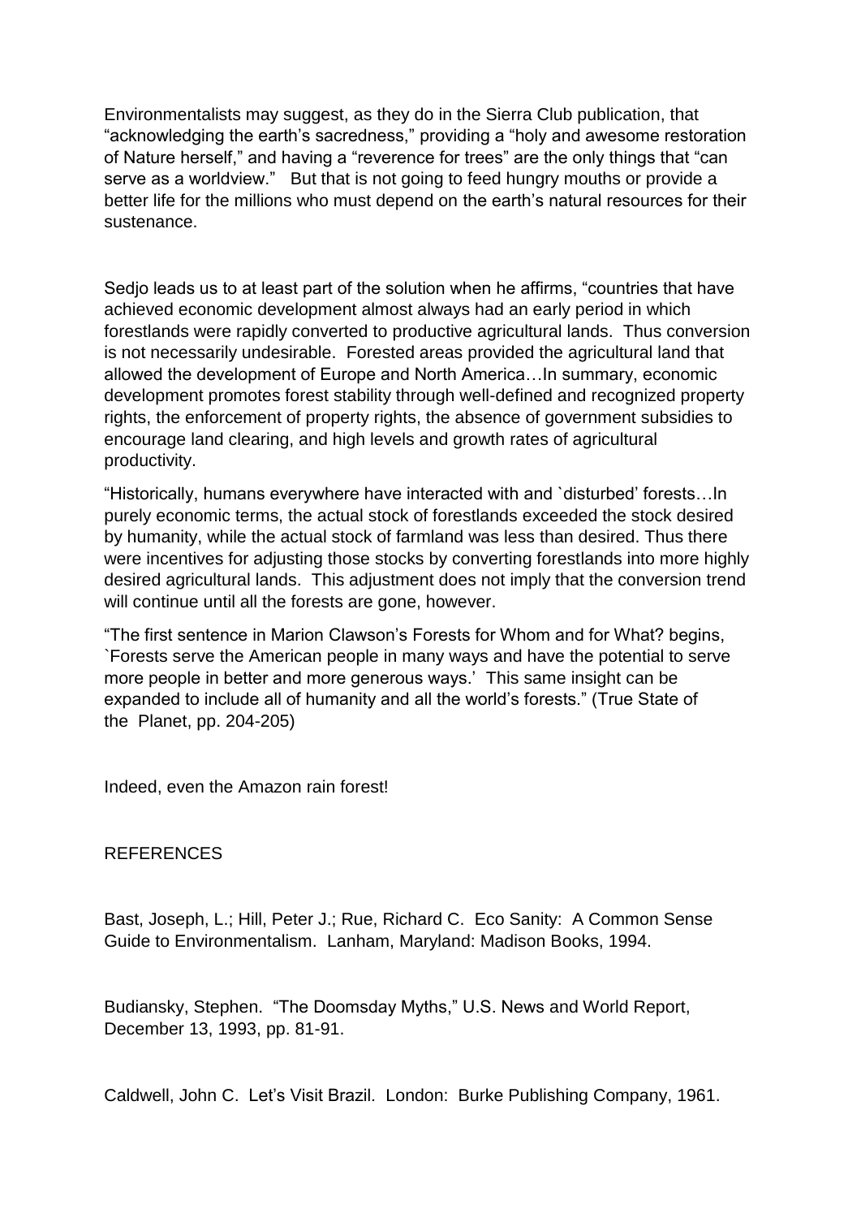Environmentalists may suggest, as they do in the Sierra Club publication, that "acknowledging the earth's sacredness," providing a "holy and awesome restoration of Nature herself," and having a "reverence for trees" are the only things that "can serve as a worldview." But that is not going to feed hungry mouths or provide a better life for the millions who must depend on the earth's natural resources for their sustenance.

Sedjo leads us to at least part of the solution when he affirms, "countries that have achieved economic development almost always had an early period in which forestlands were rapidly converted to productive agricultural lands. Thus conversion is not necessarily undesirable. Forested areas provided the agricultural land that allowed the development of Europe and North America…In summary, economic development promotes forest stability through well-defined and recognized property rights, the enforcement of property rights, the absence of government subsidies to encourage land clearing, and high levels and growth rates of agricultural productivity.

"Historically, humans everywhere have interacted with and `disturbed' forests…In purely economic terms, the actual stock of forestlands exceeded the stock desired by humanity, while the actual stock of farmland was less than desired. Thus there were incentives for adjusting those stocks by converting forestlands into more highly desired agricultural lands. This adjustment does not imply that the conversion trend will continue until all the forests are gone, however.

"The first sentence in Marion Clawson's Forests for Whom and for What? begins, `Forests serve the American people in many ways and have the potential to serve more people in better and more generous ways.' This same insight can be expanded to include all of humanity and all the world's forests." (True State of the Planet, pp. 204-205)

Indeed, even the Amazon rain forest!

REFERENCES

Bast, Joseph, L.; Hill, Peter J.; Rue, Richard C. Eco Sanity: A Common Sense Guide to Environmentalism. Lanham, Maryland: Madison Books, 1994.

Budiansky, Stephen. "The Doomsday Myths," U.S. News and World Report, December 13, 1993, pp. 81-91.

Caldwell, John C. Let's Visit Brazil. London: Burke Publishing Company, 1961.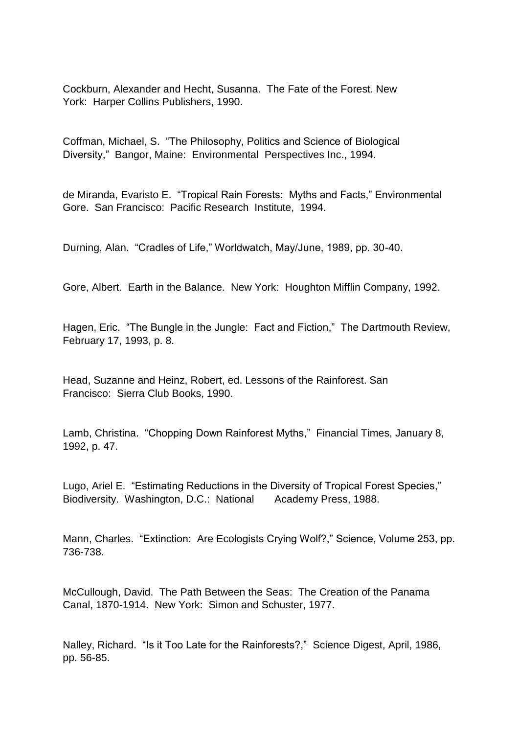Cockburn, Alexander and Hecht, Susanna. The Fate of the Forest. New York: Harper Collins Publishers, 1990.

Coffman, Michael, S. "The Philosophy, Politics and Science of Biological Diversity," Bangor, Maine: Environmental Perspectives Inc., 1994.

de Miranda, Evaristo E. "Tropical Rain Forests: Myths and Facts," Environmental Gore. San Francisco: Pacific Research Institute, 1994.

Durning, Alan. "Cradles of Life," Worldwatch, May/June, 1989, pp. 30-40.

Gore, Albert. Earth in the Balance. New York: Houghton Mifflin Company, 1992.

Hagen, Eric. "The Bungle in the Jungle: Fact and Fiction," The Dartmouth Review, February 17, 1993, p. 8.

Head, Suzanne and Heinz, Robert, ed. Lessons of the Rainforest. San Francisco: Sierra Club Books, 1990.

Lamb, Christina. "Chopping Down Rainforest Myths," Financial Times, January 8, 1992, p. 47.

Lugo, Ariel E. "Estimating Reductions in the Diversity of Tropical Forest Species," Biodiversity. Washington, D.C.: National Academy Press, 1988.

Mann, Charles. "Extinction: Are Ecologists Crying Wolf?," Science, Volume 253, pp. 736-738.

McCullough, David. The Path Between the Seas: The Creation of the Panama Canal, 1870-1914. New York: Simon and Schuster, 1977.

Nalley, Richard. "Is it Too Late for the Rainforests?," Science Digest, April, 1986, pp. 56-85.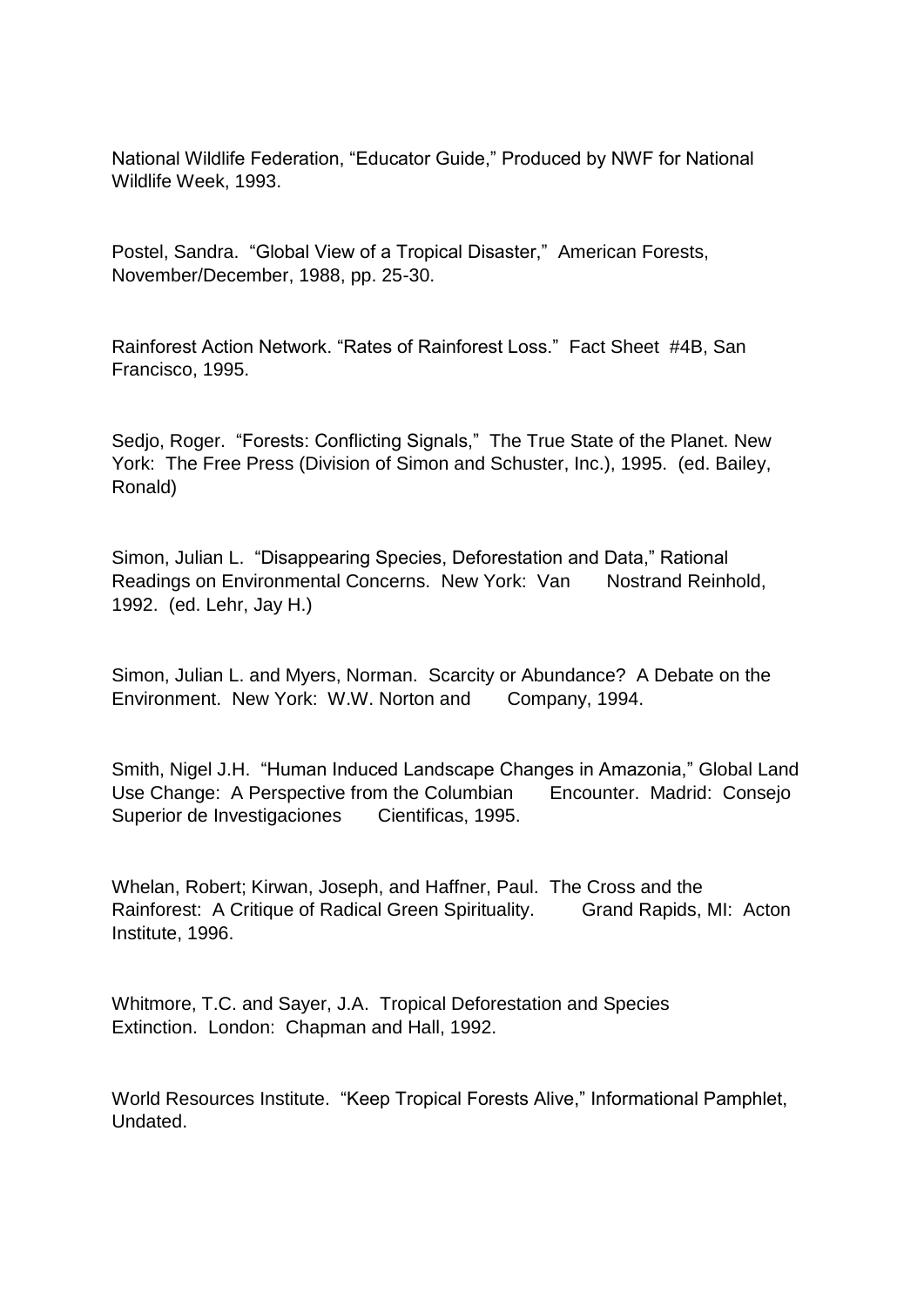National Wildlife Federation, "Educator Guide," Produced by NWF for National Wildlife Week, 1993.

Postel, Sandra. "Global View of a Tropical Disaster," American Forests, November/December, 1988, pp. 25-30.

Rainforest Action Network. "Rates of Rainforest Loss." Fact Sheet #4B, San Francisco, 1995.

Sedjo, Roger. "Forests: Conflicting Signals," The True State of the Planet. New York: The Free Press (Division of Simon and Schuster, Inc.), 1995. (ed. Bailey, Ronald)

Simon, Julian L. "Disappearing Species, Deforestation and Data," Rational Readings on Environmental Concerns. New York: Van Nostrand Reinhold, 1992. (ed. Lehr, Jay H.)

Simon, Julian L. and Myers, Norman. Scarcity or Abundance? A Debate on the Environment. New York: W.W. Norton and Company, 1994.

Smith, Nigel J.H. "Human Induced Landscape Changes in Amazonia," Global Land Use Change: A Perspective from the Columbian Encounter. Madrid: Consejo Superior de Investigaciones Cientificas, 1995.

Whelan, Robert; Kirwan, Joseph, and Haffner, Paul. The Cross and the Rainforest: A Critique of Radical Green Spirituality. Grand Rapids, MI: Acton Institute, 1996.

Whitmore, T.C. and Sayer, J.A. Tropical Deforestation and Species Extinction. London: Chapman and Hall, 1992.

World Resources Institute. "Keep Tropical Forests Alive," Informational Pamphlet, Undated.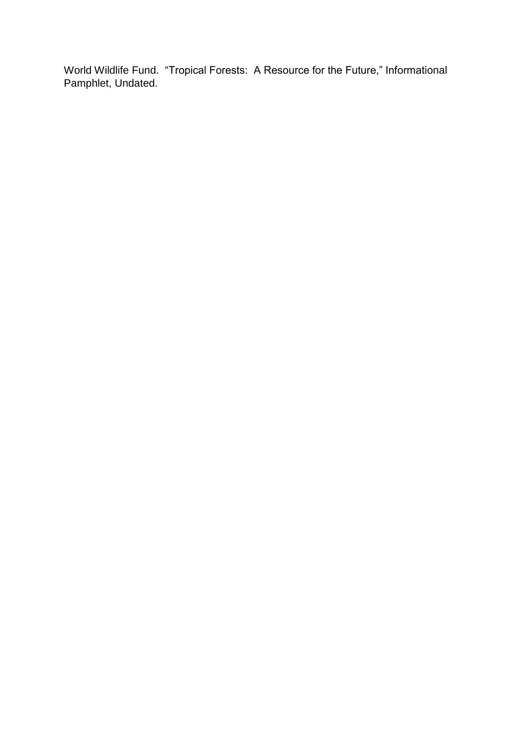World Wildlife Fund. “Tropical Forests: A Resource for the Future,” Informational Pamphlet, Undated.